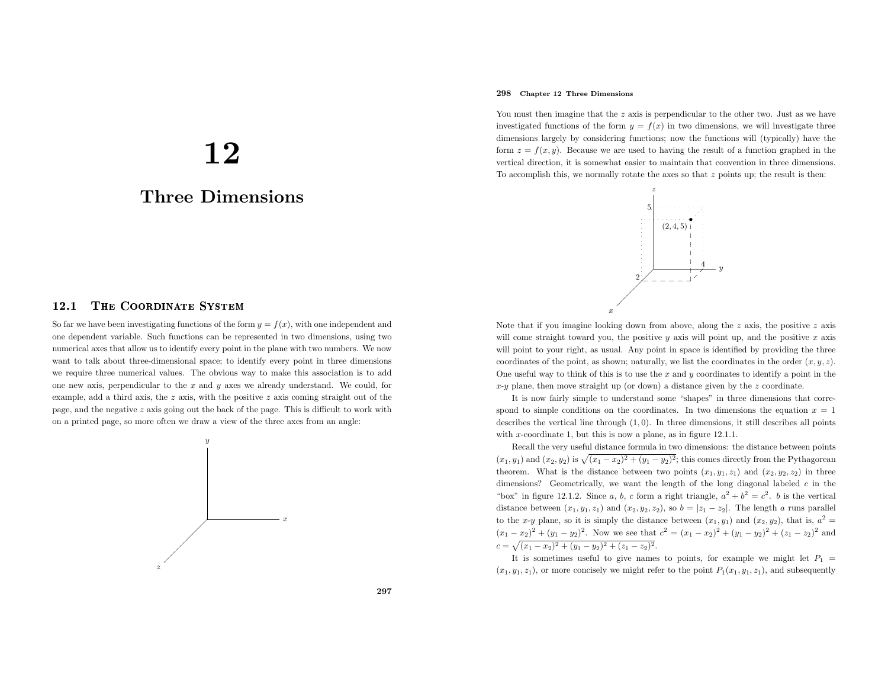# 12

# Three Dimensions

## 12.1 The Coordinate System

So far we have been investigating functions of the form $y = f(x)$, with one independent and one dependent variable. Such functions can be represented in two dimensions, using two numerical axes that allow us to identify every point in the plane with two numbers. We now want to talk about three-dimensional space; to identify every point in three dimensions we require three numerical values. The obvious way to make this association is to add one new axis, perpendicular to the $x$ and $y$ axes we already understand. We could, for example, add a third axis, the $z$ axis, with the positive $z$ axis coming straight out of the page, and the negative $z$ axis going out the back of the page. This is difficult to work with on a printed page, so more often we draw a view of the three axes from an angle:

y

x

z

You must then imagine that the $z$ axis is perpendicular to the other two. Just as we have investigated functions of the form $y = f(x)$ in two dimensions, we will investigate three dimensions largely by considering functions; now the functions will (typically) have the form $z = f(x, y)$. Because we are used to having the result of a function graphed in the vertical direction, it is somewhat easier to maintain that convention in three dimensions. To accomplish this, we normally rotate the axes so that $z$ points up; the result is then:

z

5

(2, 4, 5)

4

y

2

x

Note that if you imagine looking down from above, along the $z$ axis, the positive $z$ axis will come straight toward you, the positive $y$ axis will point up, and the positive $x$ axis will point to your right, as usual. Any point in space is identified by providing the three coordinates of the point, as shown; naturally, we list the coordinates in the order $(x, y, z)$. One useful way to think of this is to use the $x$ and $y$ coordinates to identify a point in the $x$-$y$ plane, then move straight up (or down) a distance given by the $z$ coordinate.

It is now fairly simple to understand some "shapes" in three dimensions that correspond to simple conditions on the coordinates. In two dimensions the equation $x = 1$ describes the vertical line through $(1, 0)$. In three dimensions, it still describes all points with $x$-coordinate 1, but this is now a plane, as in figure 12.1.1.

Recall the very useful distance formula in two dimensions: the distance between points $(x_1, y_1)$ and $(x_2, y_2)$ is $\sqrt{(x_1 - x_2)^2 + (y_1 - y_2)^2}$; this comes directly from the Pythagorean theorem. What is the distance between two points $(x_1, y_1, z_1)$ and $(x_2, y_2, z_2)$ in three dimensions? Geometrically, we want the length of the long diagonal labeled $c$ in the "box" in figure 12.1.2. Since $a$, $b$, $c$ form a right triangle, $a^2 + b^2 = c^2$. $b$ is the vertical distance between $(x_1, y_1, z_1)$ and $(x_2, y_2, z_2)$, so $b = |z_1 - z_2|$. The length $a$ runs parallel to the $x$-$y$ plane, so it is simply the distance between $(x_1, y_1)$ and $(x_2, y_2)$, that is, $a^2 = (x_1 - x_2)^2 + (y_1 - y_2)^2$. Now we see that $c^2 = (x_1 - x_2)^2 + (y_1 - y_2)^2 + (z_1 - z_2)^2$ and $c = \sqrt{(x_1 - x_2)^2 + (y_1 - y_2)^2 + (z_1 - z_2)^2}$.

It is sometimes useful to give names to points, for example we might let $P_1 = (x_1, y_1, z_1)$, or more concisely we might refer to the point $P_1(x_1, y_1, z_1)$, and subsequently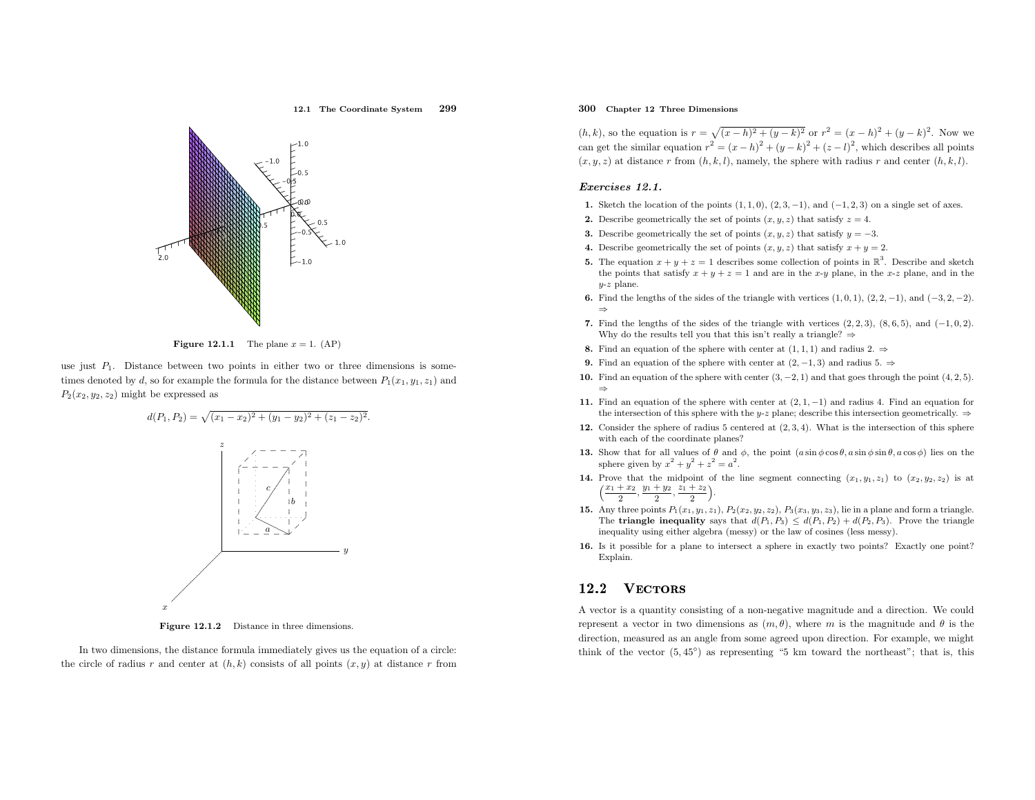Figure 12.1.1 The plane $x = 1$. (AP)

use just $P_1$. Distance between two points in either two or three dimensions is sometimes denoted by $d$, so for example the formula for the distance between $P_1(x_1, y_1, z_1)$ and $P_2(x_2, y_2, z_2)$ might be expressed as

$$d(P_1, P_2) = \sqrt{(x_1 - x_2)^2 + (y_1 - y_2)^2 + (z_1 - z_2)^2}.$$

Figure 12.1.2 Distance in three dimensions.

In two dimensions, the distance formula immediately gives us the equation of a circle: the circle of radius $r$ and center at $(h, k)$ consists of all points $(x, y)$ at distance $r$ from $(h, k)$, so the equation is $r = \sqrt{(x-h)^2 + (y-k)^2}$ or $r^2 = (x-h)^2 + (y-k)^2$. Now we can get the similar equation $r^2 = (x-h)^2 + (y-k)^2 + (z-l)^2$, which describes all points $(x, y, z)$ at distance $r$ from $(h, k, l)$, namely, the sphere with radius $r$ and center $(h, k, l)$.

### *Exercises 12.1.*

**1.** Sketch the location of the points $(1, 1, 0)$, $(2, 3, -1)$, and $(-1, 2, 3)$ on a single set of axes.

**2.** Describe geometrically the set of points $(x, y, z)$ that satisfy $z = 4$.

**3.** Describe geometrically the set of points $(x, y, z)$ that satisfy $y = -3$.

**4.** Describe geometrically the set of points $(x, y, z)$ that satisfy $x + y = 2$.

**5.** The equation $x + y + z = 1$ describes some collection of points in $\mathbb{R}^3$. Describe and sketch the points that satisfy $x + y + z = 1$ and are in the $x$-$y$ plane, in the $x$-$z$ plane, and in the $y$-$z$ plane.

**6.** Find the lengths of the sides of the triangle with vertices $(1, 0, 1)$, $(2, 2, -1)$, and $(-3, 2, -2)$. ⇒

**7.** Find the lengths of the sides of the triangle with vertices $(2, 2, 3)$, $(8, 6, 5)$, and $(-1, 0, 2)$. Why do the results tell you that this isn't really a triangle? ⇒

**8.** Find an equation of the sphere with center at $(1, 1, 1)$ and radius 2. ⇒

**9.** Find an equation of the sphere with center at $(2, -1, 3)$ and radius 5. ⇒

**10.** Find an equation of the sphere with center $(3, -2, 1)$ and that goes through the point $(4, 2, 5)$. ⇒

**11.** Find an equation of the sphere with center at $(2, 1, -1)$ and radius 4. Find an equation for the intersection of this sphere with the $y$-$z$ plane; describe this intersection geometrically. ⇒

**12.** Consider the sphere of radius 5 centered at $(2, 3, 4)$. What is the intersection of this sphere with each of the coordinate planes?

**13.** Show that for all values of $\theta$ and $\phi$, the point $(a \sin\phi \cos\theta, a \sin\phi \sin\theta, a \cos\phi)$ lies on the sphere given by $x^2 + y^2 + z^2 = a^2$.

**14.** Prove that the midpoint of the line segment connecting $(x_1, y_1, z_1)$ to $(x_2, y_2, z_2)$ is at $\left(\frac{x_1 + x_2}{2}, \frac{y_1 + y_2}{2}, \frac{z_1 + z_2}{2}\right)$.

**15.** Any three points $P_1(x_1, y_1, z_1)$, $P_2(x_2, y_2, z_2)$, $P_3(x_3, y_3, z_3)$, lie in a plane and form a triangle. The **triangle inequality** says that $d(P_1, P_3) \le d(P_1, P_2) + d(P_2, P_3)$. Prove the triangle inequality using either algebra (messy) or the law of cosines (less messy).

**16.** Is it possible for a plane to intersect a sphere in exactly two points? Exactly one point? Explain.

## 12.2 Vectors

A vector is a quantity consisting of a non-negative magnitude and a direction. We could represent a vector in two dimensions as $(m, \theta)$, where $m$ is the magnitude and $\theta$ is the direction, measured as an angle from some agreed upon direction. For example, we might think of the vector $(5, 45^\circ)$ as representing "5 km toward the northeast"; that is, this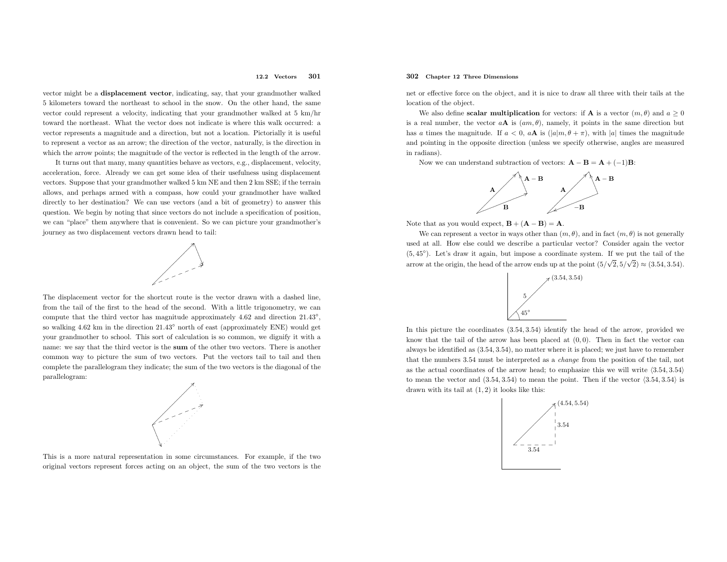vector might be a **displacement vector**, indicating, say, that your grandmother walked 5 kilometers toward the northeast to school in the snow. On the other hand, the same vector could represent a velocity, indicating that your grandmother walked at 5 km/hr toward the northeast. What the vector does not indicate is where this walk occurred: a vector represents a magnitude and a direction, but not a location. Pictorially it is useful to represent a vector as an arrow; the direction of the vector, naturally, is the direction in which the arrow points; the magnitude of the vector is reflected in the length of the arrow.

It turns out that many, many quantities behave as vectors, e.g., displacement, velocity, acceleration, force. Already we can get some idea of their usefulness using displacement vectors. Suppose that your grandmother walked 5 km NE and then 2 km SSE; if the terrain allows, and perhaps armed with a compass, how could your grandmother have walked directly to her destination? We can use vectors (and a bit of geometry) to answer this question. We begin by noting that since vectors do not include a specification of position, we can "place" them anywhere that is convenient. So we can picture your grandmother's journey as two displacement vectors drawn head to tail:

The displacement vector for the shortcut route is the vector drawn with a dashed line, from the tail of the first to the head of the second. With a little trigonometry, we can compute that the third vector has magnitude approximately 4.62 and direction $21.43^\circ$, so walking 4.62 km in the direction $21.43^\circ$ north of east (approximately ENE) would get your grandmother to school. This sort of calculation is so common, we dignify it with a name: we say that the third vector is the **sum** of the other two vectors. There is another common way to picture the sum of two vectors. Put the vectors tail to tail and then complete the parallelogram they indicate; the sum of the two vectors is the diagonal of the parallelogram:

This is a more natural representation in some circumstances. For example, if the two original vectors represent forces acting on an object, the sum of the two vectors is the net or effective force on the object, and it is nice to draw all three with their tails at the location of the object.

We also define **scalar multiplication** for vectors: if $\mathbf{A}$ is a vector $(m, \theta)$ and $a \ge 0$ is a real number, the vector $a\mathbf{A}$ is $(am, \theta)$, namely, it points in the same direction but has $a$ times the magnitude. If $a < 0$, $a\mathbf{A}$ is $(|a|m, \theta + \pi)$, with $|a|$ times the magnitude and pointing in the opposite direction (unless we specify otherwise, angles are measured in radians).

Now we can understand subtraction of vectors: $\mathbf{A} - \mathbf{B} = \mathbf{A} + (-1)\mathbf{B}$:

A
B
A − B
A
−B
A − B

Note that as you would expect, $\mathbf{B} + (\mathbf{A} - \mathbf{B}) = \mathbf{A}$.

We can represent a vector in ways other than $(m, \theta)$, and in fact $(m, \theta)$ is not generally used at all. How else could we describe a particular vector? Consider again the vector $(5, 45^\circ)$. Let's draw it again, but impose a coordinate system. If we put the tail of the arrow at the origin, the head of the arrow ends up at the point $(5/\sqrt{2}, 5/\sqrt{2}) \approx (3.54, 3.54)$.

(3.54, 3.54)
5
45°

In this picture the coordinates $(3.54, 3.54)$ identify the head of the arrow, provided we know that the tail of the arrow has been placed at $(0, 0)$. Then in fact the vector can always be identified as $(3.54, 3.54)$, no matter where it is placed; we just have to remember that the numbers 3.54 must be interpreted as a *change* from the position of the tail, not as the actual coordinates of the arrow head; to emphasize this we will write $\langle 3.54, 3.54\rangle$ to mean the vector and $(3.54, 3.54)$ to mean the point. Then if the vector $\langle 3.54, 3.54\rangle$ is drawn with its tail at $(1, 2)$ it looks like this:

(4.54, 5.54)
3.54
3.54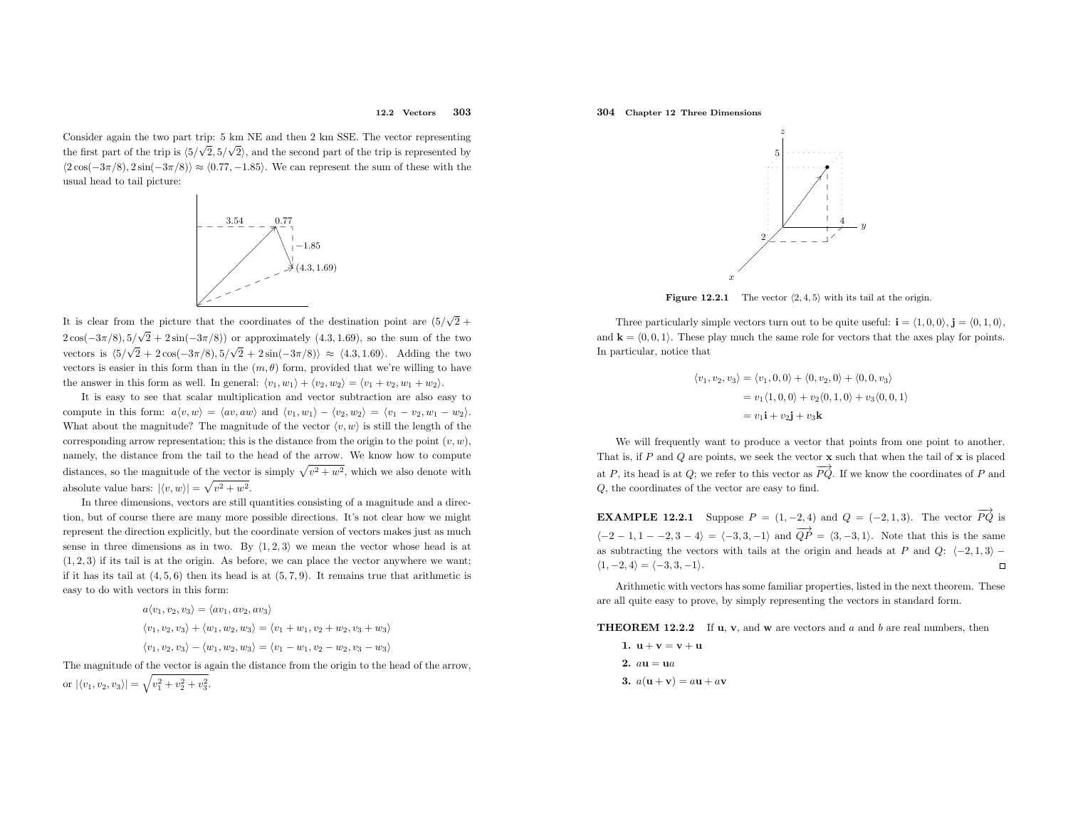Consider again the two part trip: 5 km NE and then 2 km SSE. The vector representing the first part of the trip is $\langle 5/\sqrt{2}, 5/\sqrt{2}\rangle$, and the second part of the trip is represented by $\langle 2\cos(-3\pi/8), 2\sin(-3\pi/8)\rangle \approx \langle 0.77, -1.85\rangle$. We can represent the sum of these with the usual head to tail picture:

3.54
0.77
−1.85
(4.3, 1.69)

It is clear from the picture that the coordinates of the destination point are $(5/\sqrt{2} + 2\cos(-3\pi/8), 5/\sqrt{2} + 2\sin(-3\pi/8))$ or approximately $(4.3, 1.69)$, so the sum of the two vectors is $\langle 5/\sqrt{2} + 2\cos(-3\pi/8), 5/\sqrt{2} + 2\sin(-3\pi/8)\rangle \approx \langle 4.3, 1.69\rangle$. Adding the two vectors is easier in this form than in the $(m, \theta)$ form, provided that we're willing to have the answer in this form as well. In general: $\langle v_1, w_1\rangle + \langle v_2, w_2\rangle = \langle v_1 + v_2, w_1 + w_2\rangle$.

It is easy to see that scalar multiplication and vector subtraction are also easy to compute in this form: $a\langle v, w\rangle = \langle av, aw\rangle$ and $\langle v_1, w_1\rangle - \langle v_2, w_2\rangle = \langle v_1 - v_2, w_1 - w_2\rangle$. What about the magnitude? The magnitude of the vector $\langle v, w\rangle$ is still the length of the corresponding arrow representation; this is the distance from the origin to the point $(v, w)$, namely, the distance from the tail to the head of the arrow. We know how to compute distances, so the magnitude of the vector is simply $\sqrt{v^2 + w^2}$, which we also denote with absolute value bars: $|\langle v, w\rangle| = \sqrt{v^2 + w^2}$.

In three dimensions, vectors are still quantities consisting of a magnitude and a direction, but of course there are many more possible directions. It's not clear how we might represent the direction explicitly, but the coordinate version of vectors makes just as much sense in three dimensions as in two. By $\langle 1, 2, 3\rangle$ we mean the vector whose head is at $(1, 2, 3)$ if its tail is at the origin. As before, we can place the vector anywhere we want; if it has its tail at $(4, 5, 6)$ then its head is at $(5, 7, 9)$. It remains true that arithmetic is easy to do with vectors in this form:

$$
\begin{aligned}
a\langle v_1, v_2, v_3\rangle &= \langle av_1, av_2, av_3\rangle \\
\langle v_1, v_2, v_3\rangle + \langle w_1, w_2, w_3\rangle &= \langle v_1 + w_1, v_2 + w_2, v_3 + w_3\rangle \\
\langle v_1, v_2, v_3\rangle - \langle w_1, w_2, w_3\rangle &= \langle v_1 - w_1, v_2 - w_2, v_3 - w_3\rangle
\end{aligned}
$$

The magnitude of the vector is again the distance from the origin to the head of the arrow, or $|\langle v_1, v_2, v_3\rangle| = \sqrt{v_1^2 + v_2^2 + v_3^2}$.

z
5
4
y
2
x

**Figure 12.2.1** The vector $\langle 2, 4, 5\rangle$ with its tail at the origin.

Three particularly simple vectors turn out to be quite useful: $\mathbf{i} = \langle 1, 0, 0\rangle$, $\mathbf{j} = \langle 0, 1, 0\rangle$, and $\mathbf{k} = \langle 0, 0, 1\rangle$. These play much the same role for vectors that the axes play for points. In particular, notice that

$$
\begin{aligned}
\langle v_1, v_2, v_3\rangle &= \langle v_1, 0, 0\rangle + \langle 0, v_2, 0\rangle + \langle 0, 0, v_3\rangle \\
&= v_1\langle 1, 0, 0\rangle + v_2\langle 0, 1, 0\rangle + v_3\langle 0, 0, 1\rangle \\
&= v_1\mathbf{i} + v_2\mathbf{j} + v_3\mathbf{k}
\end{aligned}
$$

We will frequently want to produce a vector that points from one point to another. That is, if $P$ and $Q$ are points, we seek the vector $\mathbf{x}$ such that when the tail of $\mathbf{x}$ is placed at $P$, its head is at $Q$; we refer to this vector as $\overrightarrow{PQ}$. If we know the coordinates of $P$ and $Q$, the coordinates of the vector are easy to find.

**EXAMPLE 12.2.1** Suppose $P = (1, -2, 4)$ and $Q = (-2, 1, 3)$. The vector $\overrightarrow{PQ}$ is $\langle -2 - 1, 1 - -2, 3 - 4\rangle = \langle -3, 3, -1\rangle$ and $\overrightarrow{QP} = \langle 3, -3, 1\rangle$. Note that this is the same as subtracting the vectors with tails at the origin and heads at $P$ and $Q$: $\langle -2, 1, 3\rangle - \langle 1, -2, 4\rangle = \langle -3, 3, -1\rangle$. □

Arithmetic with vectors has some familiar properties, listed in the next theorem. These are all quite easy to prove, by simply representing the vectors in standard form.

**THEOREM 12.2.2** If $\mathbf{u}$, $\mathbf{v}$, and $\mathbf{w}$ are vectors and $a$ and $b$ are real numbers, then

1. $\mathbf{u} + \mathbf{v} = \mathbf{v} + \mathbf{u}$
2. $a\mathbf{u} = \mathbf{u}a$
3. $a(\mathbf{u} + \mathbf{v}) = a\mathbf{u} + a\mathbf{v}$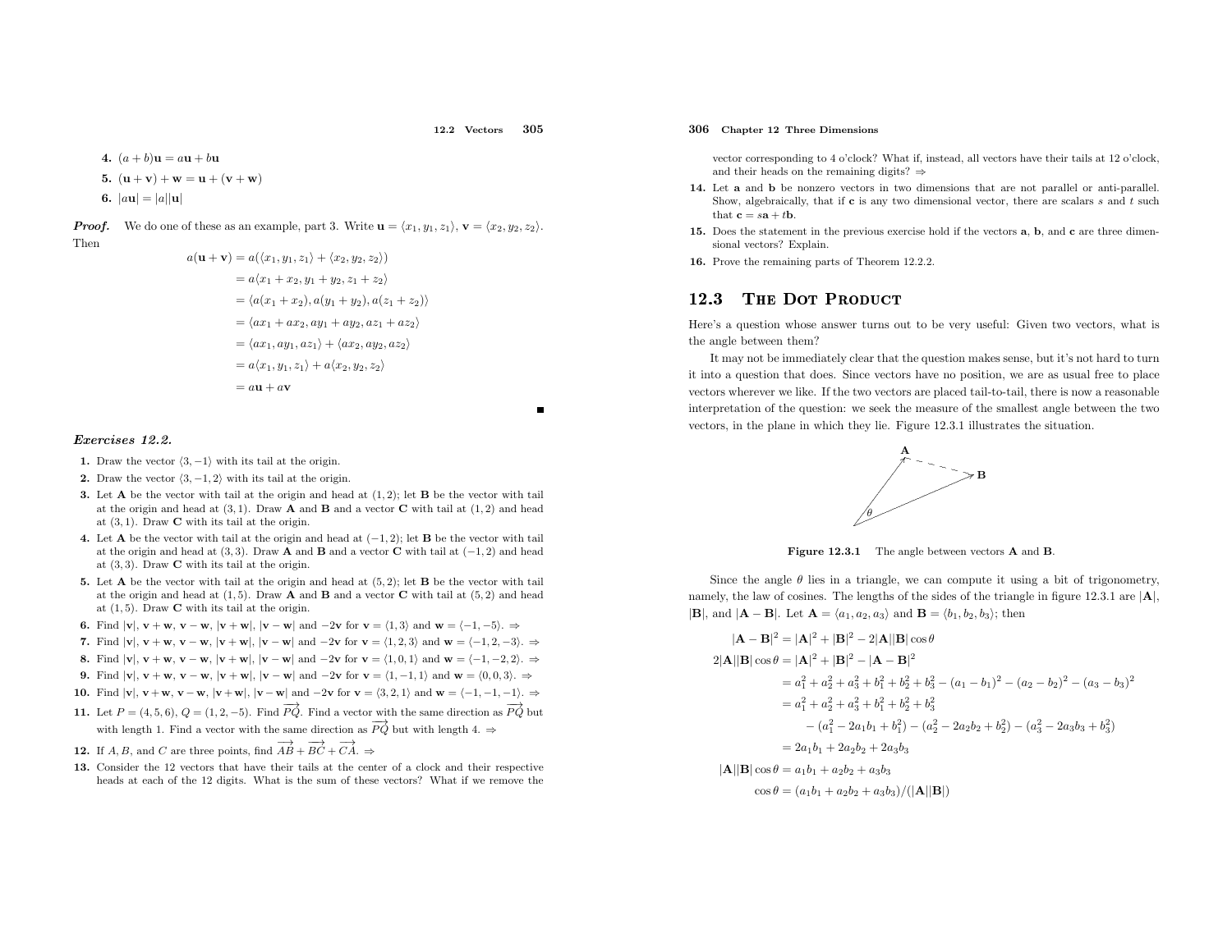4. $(a+b)\mathbf{u} = a\mathbf{u} + b\mathbf{u}$

5. $(\mathbf{u}+\mathbf{v}) + \mathbf{w} = \mathbf{u} + (\mathbf{v}+\mathbf{w})$

6. $|a\mathbf{u}| = |a||\mathbf{u}|$

***Proof.*** We do one of these as an example, part 3. Write $\mathbf{u} = \langle x_1, y_1, z_1\rangle$, $\mathbf{v} = \langle x_2, y_2, z_2\rangle$. Then

$$\begin{aligned}
a(\mathbf{u}+\mathbf{v}) &= a(\langle x_1, y_1, z_1\rangle + \langle x_2, y_2, z_2\rangle) \\
&= a\langle x_1 + x_2, y_1 + y_2, z_1 + z_2\rangle \\
&= \langle a(x_1 + x_2), a(y_1 + y_2), a(z_1 + z_2)\rangle \\
&= \langle ax_1 + ax_2, ay_1 + ay_2, az_1 + az_2\rangle \\
&= \langle ax_1, ay_1, az_1\rangle + \langle ax_2, ay_2, az_2\rangle \\
&= a\langle x_1, y_1, z_1\rangle + a\langle x_2, y_2, z_2\rangle \\
&= a\mathbf{u} + a\mathbf{v}
\end{aligned}$$

■

### *Exercises 12.2.*

1. Draw the vector $\langle 3, -1\rangle$ with its tail at the origin.
2. Draw the vector $\langle 3, -1, 2\rangle$ with its tail at the origin.
3. Let $\mathbf{A}$ be the vector with tail at the origin and head at $(1, 2)$; let $\mathbf{B}$ be the vector with tail at the origin and head at $(3, 1)$. Draw $\mathbf{A}$ and $\mathbf{B}$ and a vector $\mathbf{C}$ with tail at $(1, 2)$ and head at $(3, 1)$. Draw $\mathbf{C}$ with its tail at the origin.
4. Let $\mathbf{A}$ be the vector with tail at the origin and head at $(-1, 2)$; let $\mathbf{B}$ be the vector with tail at the origin and head at $(3, 3)$. Draw $\mathbf{A}$ and $\mathbf{B}$ and a vector $\mathbf{C}$ with tail at $(-1, 2)$ and head at $(3, 3)$. Draw $\mathbf{C}$ with its tail at the origin.
5. Let $\mathbf{A}$ be the vector with tail at the origin and head at $(5, 2)$; let $\mathbf{B}$ be the vector with tail at the origin and head at $(1, 5)$. Draw $\mathbf{A}$ and $\mathbf{B}$ and a vector $\mathbf{C}$ with tail at $(5, 2)$ and head at $(1, 5)$. Draw $\mathbf{C}$ with its tail at the origin.
6. Find $|\mathbf{v}|$, $\mathbf{v}+\mathbf{w}$, $\mathbf{v}-\mathbf{w}$, $|\mathbf{v}+\mathbf{w}|$, $|\mathbf{v}-\mathbf{w}|$ and $-2\mathbf{v}$ for $\mathbf{v} = \langle 1, 3\rangle$ and $\mathbf{w} = \langle -1, -5\rangle$. ⇒
7. Find $|\mathbf{v}|$, $\mathbf{v}+\mathbf{w}$, $\mathbf{v}-\mathbf{w}$, $|\mathbf{v}+\mathbf{w}|$, $|\mathbf{v}-\mathbf{w}|$ and $-2\mathbf{v}$ for $\mathbf{v} = \langle 1, 2, 3\rangle$ and $\mathbf{w} = \langle -1, 2, -3\rangle$. ⇒
8. Find $|\mathbf{v}|$, $\mathbf{v}+\mathbf{w}$, $\mathbf{v}-\mathbf{w}$, $|\mathbf{v}+\mathbf{w}|$, $|\mathbf{v}-\mathbf{w}|$ and $-2\mathbf{v}$ for $\mathbf{v} = \langle 1, 0, 1\rangle$ and $\mathbf{w} = \langle -1, -2, 2\rangle$. ⇒
9. Find $|\mathbf{v}|$, $\mathbf{v}+\mathbf{w}$, $\mathbf{v}-\mathbf{w}$, $|\mathbf{v}+\mathbf{w}|$, $|\mathbf{v}-\mathbf{w}|$ and $-2\mathbf{v}$ for $\mathbf{v} = \langle 1, -1, 1\rangle$ and $\mathbf{w} = \langle 0, 0, 3\rangle$. ⇒
10. Find $|\mathbf{v}|$, $\mathbf{v}+\mathbf{w}$, $\mathbf{v}-\mathbf{w}$, $|\mathbf{v}+\mathbf{w}|$, $|\mathbf{v}-\mathbf{w}|$ and $-2\mathbf{v}$ for $\mathbf{v} = \langle 3, 2, 1\rangle$ and $\mathbf{w} = \langle -1, -1, -1\rangle$. ⇒
11. Let $P = (4, 5, 6)$, $Q = (1, 2, -5)$. Find $\overrightarrow{PQ}$. Find a vector with the same direction as $\overrightarrow{PQ}$ but with length 1. Find a vector with the same direction as $\overrightarrow{PQ}$ but with length 4. ⇒
12. If $A$, $B$, and $C$ are three points, find $\overrightarrow{AB} + \overrightarrow{BC} + \overrightarrow{CA}$. ⇒
13. Consider the 12 vectors that have their tails at the center of a clock and their respective heads at each of the 12 digits. What is the sum of these vectors? What if we remove the vector corresponding to 4 o'clock? What if, instead, all vectors have their tails at 12 o'clock, and their heads on the remaining digits? ⇒
14. Let $\mathbf{a}$ and $\mathbf{b}$ be nonzero vectors in two dimensions that are not parallel or anti-parallel. Show, algebraically, that if $\mathbf{c}$ is any two dimensional vector, there are scalars $s$ and $t$ such that $\mathbf{c} = s\mathbf{a} + t\mathbf{b}$.
15. Does the statement in the previous exercise hold if the vectors $\mathbf{a}$, $\mathbf{b}$, and $\mathbf{c}$ are three dimensional vectors? Explain.
16. Prove the remaining parts of Theorem 12.2.2.

## 12.3 The Dot Product

Here's a question whose answer turns out to be very useful: Given two vectors, what is the angle between them?

It may not be immediately clear that the question makes sense, but it's not hard to turn it into a question that does. Since vectors have no position, we are as usual free to place vectors wherever we like. If the two vectors are placed tail-to-tail, there is now a reasonable interpretation of the question: we seek the measure of the smallest angle between the two vectors, in the plane in which they lie. Figure 12.3.1 illustrates the situation.

**Figure 12.3.1** The angle between vectors $\mathbf{A}$ and $\mathbf{B}$.

Since the angle $\theta$ lies in a triangle, we can compute it using a bit of trigonometry, namely, the law of cosines. The lengths of the sides of the triangle in figure 12.3.1 are $|\mathbf{A}|$, $|\mathbf{B}|$, and $|\mathbf{A}-\mathbf{B}|$. Let $\mathbf{A} = \langle a_1, a_2, a_3\rangle$ and $\mathbf{B} = \langle b_1, b_2, b_3\rangle$; then

$$\begin{aligned}
|\mathbf{A}-\mathbf{B}|^2 &= |\mathbf{A}|^2 + |\mathbf{B}|^2 - 2|\mathbf{A}||\mathbf{B}|\cos\theta \\
2|\mathbf{A}||\mathbf{B}|\cos\theta &= |\mathbf{A}|^2 + |\mathbf{B}|^2 - |\mathbf{A}-\mathbf{B}|^2 \\
&= a_1^2 + a_2^2 + a_3^2 + b_1^2 + b_2^2 + b_3^2 - (a_1 - b_1)^2 - (a_2 - b_2)^2 - (a_3 - b_3)^2 \\
&= a_1^2 + a_2^2 + a_3^2 + b_1^2 + b_2^2 + b_3^2 \\
&\quad - (a_1^2 - 2a_1b_1 + b_1^2) - (a_2^2 - 2a_2b_2 + b_2^2) - (a_3^2 - 2a_3b_3 + b_3^2) \\
&= 2a_1b_1 + 2a_2b_2 + 2a_3b_3 \\
|\mathbf{A}||\mathbf{B}|\cos\theta &= a_1b_1 + a_2b_2 + a_3b_3 \\
\cos\theta &= (a_1b_1 + a_2b_2 + a_3b_3)/(|\mathbf{A}||\mathbf{B}|)
\end{aligned}$$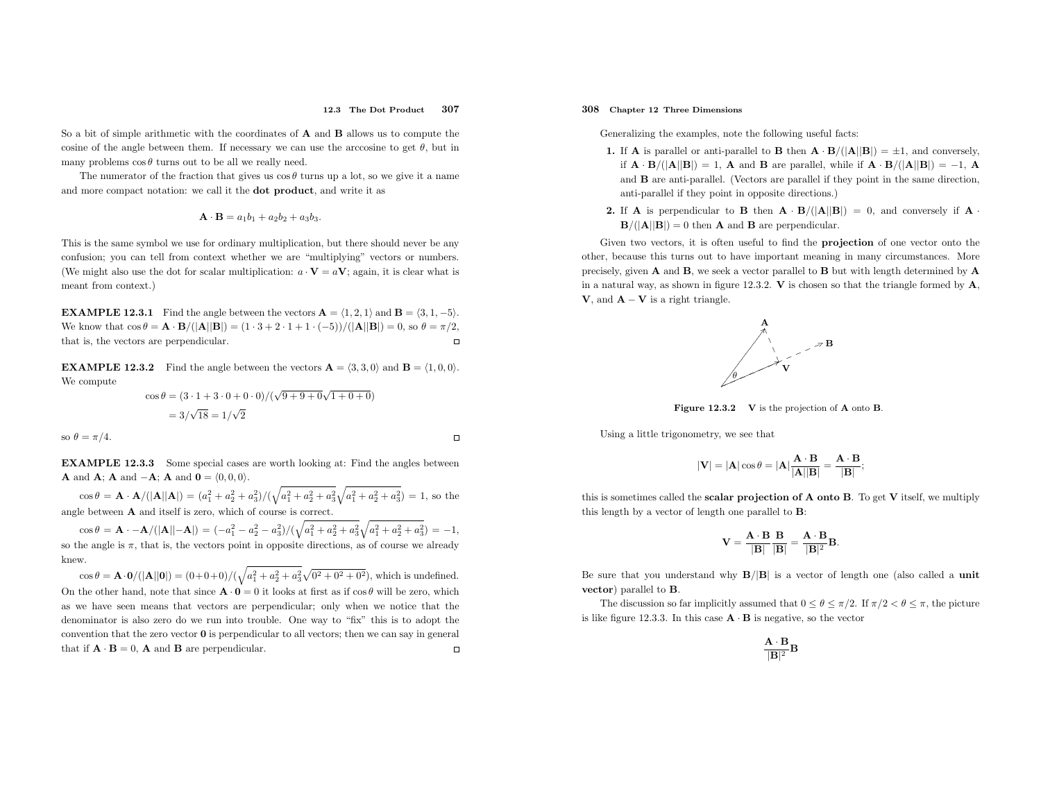So a bit of simple arithmetic with the coordinates of **A** and **B** allows us to compute the cosine of the angle between them. If necessary we can use the arccosine to get $\theta$, but in many problems $\cos\theta$ turns out to be all we really need.

The numerator of the fraction that gives us $\cos\theta$ turns up a lot, so we give it a name and more compact notation: we call it the **dot product**, and write it as

$$\mathbf{A}\cdot\mathbf{B} = a_1b_1 + a_2b_2 + a_3b_3.$$

This is the same symbol we use for ordinary multiplication, but there should never be any confusion; you can tell from context whether we are "multiplying" vectors or numbers. (We might also use the dot for scalar multiplication: $a\cdot\mathbf{V} = a\mathbf{V}$; again, it is clear what is meant from context.)

**EXAMPLE 12.3.1** Find the angle between the vectors $\mathbf{A} = \langle 1,2,1\rangle$ and $\mathbf{B} = \langle 3,1,-5\rangle$. We know that $\cos\theta = \mathbf{A}\cdot\mathbf{B}/(|\mathbf{A}||\mathbf{B}|) = (1\cdot 3 + 2\cdot 1 + 1\cdot(-5))/(|\mathbf{A}||\mathbf{B}|) = 0$, so $\theta = \pi/2$, that is, the vectors are perpendicular. □

**EXAMPLE 12.3.2** Find the angle between the vectors $\mathbf{A} = \langle 3,3,0\rangle$ and $\mathbf{B} = \langle 1,0,0\rangle$. We compute

$$\begin{aligned}\cos\theta &= (3\cdot 1 + 3\cdot 0 + 0\cdot 0)/(\sqrt{9+9+0}\sqrt{1+0+0})\\ &= 3/\sqrt{18} = 1/\sqrt{2}\end{aligned}$$

so $\theta = \pi/4$. □

**EXAMPLE 12.3.3** Some special cases are worth looking at: Find the angles between **A** and **A**; **A** and $-\mathbf{A}$; **A** and $\mathbf{0} = \langle 0,0,0\rangle$.

$\cos\theta = \mathbf{A}\cdot\mathbf{A}/(|\mathbf{A}||\mathbf{A}|) = (a_1^2+a_2^2+a_3^2)/(\sqrt{a_1^2+a_2^2+a_3^2}\sqrt{a_1^2+a_2^2+a_3^2}) = 1$, so the angle between **A** and itself is zero, which of course is correct.

$\cos\theta = \mathbf{A}\cdot -\mathbf{A}/(|\mathbf{A}||-\mathbf{A}|) = (-a_1^2-a_2^2-a_3^2)/(\sqrt{a_1^2+a_2^2+a_3^2}\sqrt{a_1^2+a_2^2+a_3^2}) = -1$, so the angle is $\pi$, that is, the vectors point in opposite directions, as of course we already knew.

$\cos\theta = \mathbf{A}\cdot\mathbf{0}/(|\mathbf{A}||\mathbf{0}|) = (0+0+0)/(\sqrt{a_1^2+a_2^2+a_3^2}\sqrt{0^2+0^2+0^2})$, which is undefined. On the other hand, note that since $\mathbf{A}\cdot\mathbf{0} = 0$ it looks at first as if $\cos\theta$ will be zero, which as we have seen means that vectors are perpendicular; only when we notice that the denominator is also zero do we run into trouble. One way to "fix" this is to adopt the convention that the zero vector **0** is perpendicular to all vectors; then we can say in general that if $\mathbf{A}\cdot\mathbf{B} = 0$, **A** and **B** are perpendicular. □

Generalizing the examples, note the following useful facts:

1. If **A** is parallel or anti-parallel to **B** then $\mathbf{A}\cdot\mathbf{B}/(|\mathbf{A}||\mathbf{B}|) = \pm 1$, and conversely, if $\mathbf{A}\cdot\mathbf{B}/(|\mathbf{A}||\mathbf{B}|) = 1$, **A** and **B** are parallel, while if $\mathbf{A}\cdot\mathbf{B}/(|\mathbf{A}||\mathbf{B}|) = -1$, **A** and **B** are anti-parallel. (Vectors are parallel if they point in the same direction, anti-parallel if they point in opposite directions.)
2. If **A** is perpendicular to **B** then $\mathbf{A}\cdot\mathbf{B}/(|\mathbf{A}||\mathbf{B}|) = 0$, and conversely if $\mathbf{A}\cdot\mathbf{B}/(|\mathbf{A}||\mathbf{B}|) = 0$ then **A** and **B** are perpendicular.

Given two vectors, it is often useful to find the **projection** of one vector onto the other, because this turns out to have important meaning in many circumstances. More precisely, given **A** and **B**, we seek a vector parallel to **B** but with length determined by **A** in a natural way, as shown in figure 12.3.2. **V** is chosen so that the triangle formed by **A**, **V**, and $\mathbf{A}-\mathbf{V}$ is a right triangle.

A

B

θ

V

**Figure 12.3.2** **V** is the projection of **A** onto **B**.

Using a little trigonometry, we see that

$$|\mathbf{V}| = |\mathbf{A}|\cos\theta = |\mathbf{A}|\frac{\mathbf{A}\cdot\mathbf{B}}{|\mathbf{A}||\mathbf{B}|} = \frac{\mathbf{A}\cdot\mathbf{B}}{|\mathbf{B}|};$$

this is sometimes called the **scalar projection of A onto B**. To get **V** itself, we multiply this length by a vector of length one parallel to **B**:

$$\mathbf{V} = \frac{\mathbf{A}\cdot\mathbf{B}}{|\mathbf{B}|}\frac{\mathbf{B}}{|\mathbf{B}|} = \frac{\mathbf{A}\cdot\mathbf{B}}{|\mathbf{B}|^2}\mathbf{B}.$$

Be sure that you understand why $\mathbf{B}/|\mathbf{B}|$ is a vector of length one (also called a **unit vector**) parallel to **B**.

The discussion so far implicitly assumed that $0 \le \theta \le \pi/2$. If $\pi/2 < \theta \le \pi$, the picture is like figure 12.3.3. In this case $\mathbf{A}\cdot\mathbf{B}$ is negative, so the vector

$$\frac{\mathbf{A}\cdot\mathbf{B}}{|\mathbf{B}|^2}\mathbf{B}$$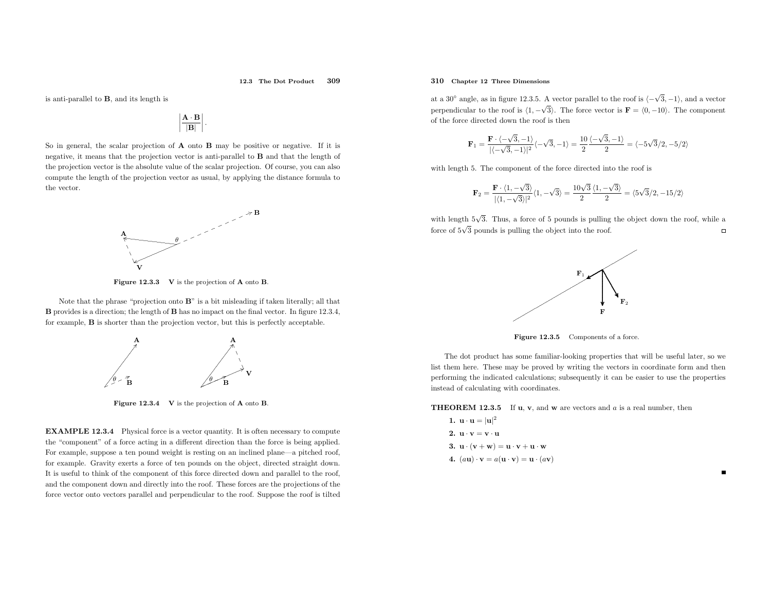is anti-parallel to **B**, and its length is

$$\left|\frac{\mathbf{A}\cdot\mathbf{B}}{|\mathbf{B}|}\right|.$$

So in general, the scalar projection of **A** onto **B** may be positive or negative. If it is negative, it means that the projection vector is anti-parallel to **B** and that the length of the projection vector is the absolute value of the scalar projection. Of course, you can also compute the length of the projection vector as usual, by applying the distance formula to the vector.

A
θ
B
V

**Figure 12.3.3** **V** is the projection of **A** onto **B**.

Note that the phrase "projection onto **B**" is a bit misleading if taken literally; all that **B** provides is a direction; the length of **B** has no impact on the final vector. In figure 12.3.4, for example, **B** is shorter than the projection vector, but this is perfectly acceptable.

A
θ
B
A
θ
B
V

**Figure 12.3.4** **V** is the projection of **A** onto **B**.

**EXAMPLE 12.3.4** Physical force is a vector quantity. It is often necessary to compute the "component" of a force acting in a different direction than the force is being applied. For example, suppose a ten pound weight is resting on an inclined plane—a pitched roof, for example. Gravity exerts a force of ten pounds on the object, directed straight down. It is useful to think of the component of this force directed down and parallel to the roof, and the component down and directly into the roof. These forces are the projections of the force vector onto vectors parallel and perpendicular to the roof. Suppose the roof is tilted at a 30° angle, as in figure 12.3.5. A vector parallel to the roof is $\langle -\sqrt{3}, -1\rangle$, and a vector perpendicular to the roof is $\langle 1, -\sqrt{3}\rangle$. The force vector is $\mathbf{F} = \langle 0, -10\rangle$. The component of the force directed down the roof is then

$$\mathbf{F}_1 = \frac{\mathbf{F}\cdot\langle -\sqrt{3}, -1\rangle}{|\langle -\sqrt{3}, -1\rangle|^2}\langle -\sqrt{3}, -1\rangle = \frac{10}{2}\frac{\langle -\sqrt{3}, -1\rangle}{2} = \langle -5\sqrt{3}/2, -5/2\rangle$$

with length 5. The component of the force directed into the roof is

$$\mathbf{F}_2 = \frac{\mathbf{F}\cdot\langle 1, -\sqrt{3}\rangle}{|\langle 1, -\sqrt{3}\rangle|^2}\langle 1, -\sqrt{3}\rangle = \frac{10\sqrt{3}}{2}\frac{\langle 1, -\sqrt{3}\rangle}{2} = \langle 5\sqrt{3}/2, -15/2\rangle$$

with length $5\sqrt{3}$. Thus, a force of 5 pounds is pulling the object down the roof, while a force of $5\sqrt{3}$ pounds is pulling the object into the roof. □

$\mathbf{F}_1$
$\mathbf{F}_2$
$\mathbf{F}$

**Figure 12.3.5** Components of a force.

The dot product has some familiar-looking properties that will be useful later, so we list them here. These may be proved by writing the vectors in coordinate form and then performing the indicated calculations; subsequently it can be easier to use the properties instead of calculating with coordinates.

**THEOREM 12.3.5** If **u**, **v**, and **w** are vectors and $a$ is a real number, then

1. $\mathbf{u}\cdot\mathbf{u} = |\mathbf{u}|^2$
2. $\mathbf{u}\cdot\mathbf{v} = \mathbf{v}\cdot\mathbf{u}$
3. $\mathbf{u}\cdot(\mathbf{v}+\mathbf{w}) = \mathbf{u}\cdot\mathbf{v} + \mathbf{u}\cdot\mathbf{w}$
4. $(a\mathbf{u})\cdot\mathbf{v} = a(\mathbf{u}\cdot\mathbf{v}) = \mathbf{u}\cdot(a\mathbf{v})$

■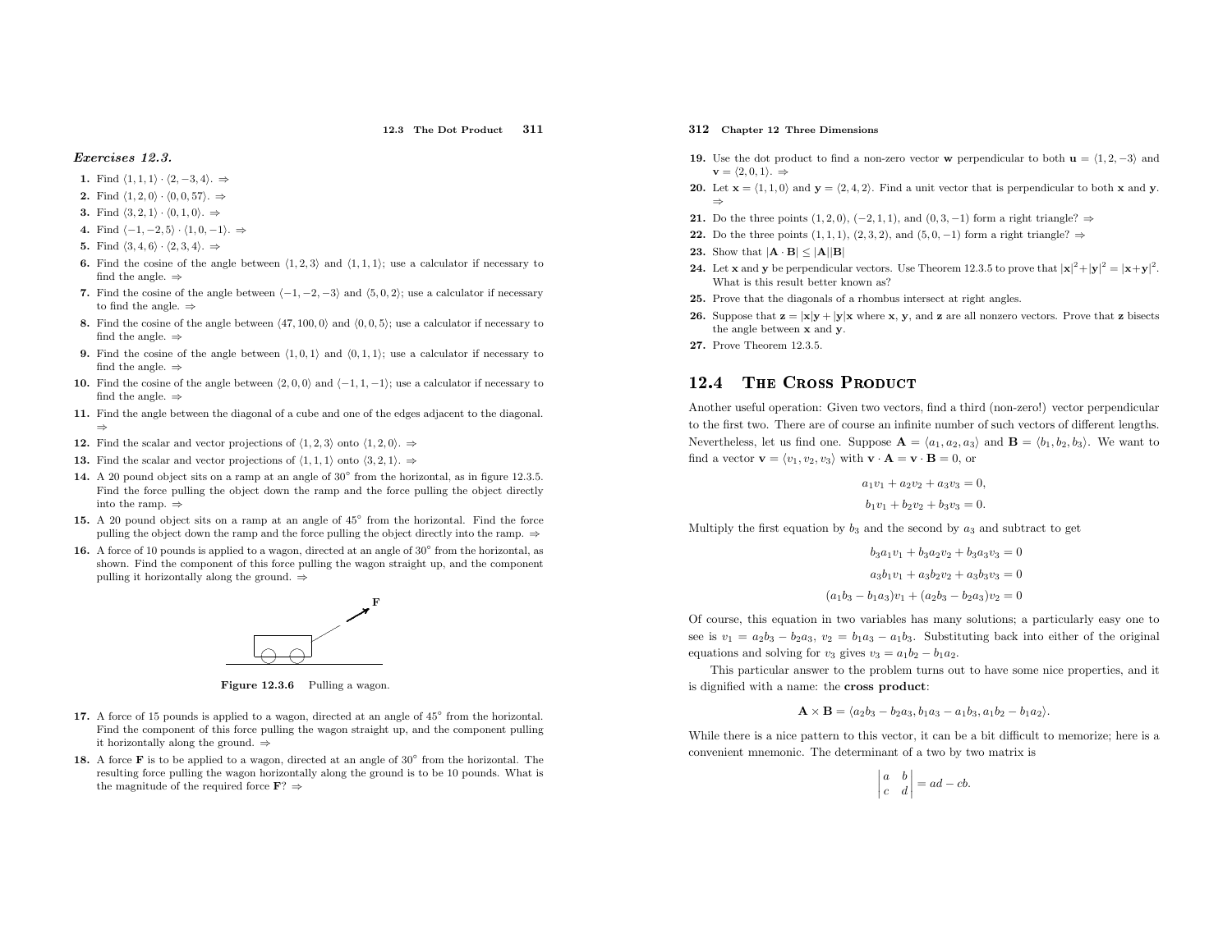*Exercises 12.3.*

**1.** Find $\langle 1,1,1\rangle \cdot \langle 2,-3,4\rangle$. ⇒

**2.** Find $\langle 1,2,0\rangle \cdot \langle 0,0,57\rangle$. ⇒

**3.** Find $\langle 3,2,1\rangle \cdot \langle 0,1,0\rangle$. ⇒

**4.** Find $\langle -1,-2,5\rangle \cdot \langle 1,0,-1\rangle$. ⇒

**5.** Find $\langle 3,4,6\rangle \cdot \langle 2,3,4\rangle$. ⇒

**6.** Find the cosine of the angle between $\langle 1,2,3\rangle$ and $\langle 1,1,1\rangle$; use a calculator if necessary to find the angle. ⇒

**7.** Find the cosine of the angle between $\langle -1,-2,-3\rangle$ and $\langle 5,0,2\rangle$; use a calculator if necessary to find the angle. ⇒

**8.** Find the cosine of the angle between $\langle 47,100,0\rangle$ and $\langle 0,0,5\rangle$; use a calculator if necessary to find the angle. ⇒

**9.** Find the cosine of the angle between $\langle 1,0,1\rangle$ and $\langle 0,1,1\rangle$; use a calculator if necessary to find the angle. ⇒

**10.** Find the cosine of the angle between $\langle 2,0,0\rangle$ and $\langle -1,1,-1\rangle$; use a calculator if necessary to find the angle. ⇒

**11.** Find the angle between the diagonal of a cube and one of the edges adjacent to the diagonal. ⇒

**12.** Find the scalar and vector projections of $\langle 1,2,3\rangle$ onto $\langle 1,2,0\rangle$. ⇒

**13.** Find the scalar and vector projections of $\langle 1,1,1\rangle$ onto $\langle 3,2,1\rangle$. ⇒

**14.** A 20 pound object sits on a ramp at an angle of $30^\circ$ from the horizontal, as in figure 12.3.5. Find the force pulling the object down the ramp and the force pulling the object directly into the ramp. ⇒

**15.** A 20 pound object sits on a ramp at an angle of $45^\circ$ from the horizontal. Find the force pulling the object down the ramp and the force pulling the object directly into the ramp. ⇒

**16.** A force of 10 pounds is applied to a wagon, directed at an angle of $30^\circ$ from the horizontal, as shown. Find the component of this force pulling the wagon straight up, and the component pulling it horizontally along the ground. ⇒

F

**Figure 12.3.6** Pulling a wagon.

**17.** A force of 15 pounds is applied to a wagon, directed at an angle of $45^\circ$ from the horizontal. Find the component of this force pulling the wagon straight up, and the component pulling it horizontally along the ground. ⇒

**18.** A force $\mathbf{F}$ is to be applied to a wagon, directed at an angle of $30^\circ$ from the horizontal. The resulting force pulling the wagon horizontally along the ground is to be 10 pounds. What is the magnitude of the required force $\mathbf{F}$? ⇒

**19.** Use the dot product to find a non-zero vector $\mathbf{w}$ perpendicular to both $\mathbf{u} = \langle 1,2,-3\rangle$ and $\mathbf{v} = \langle 2,0,1\rangle$. ⇒

**20.** Let $\mathbf{x} = \langle 1,1,0\rangle$ and $\mathbf{y} = \langle 2,4,2\rangle$. Find a unit vector that is perpendicular to both $\mathbf{x}$ and $\mathbf{y}$. ⇒

**21.** Do the three points $(1,2,0)$, $(-2,1,1)$, and $(0,3,-1)$ form a right triangle? ⇒

**22.** Do the three points $(1,1,1)$, $(2,3,2)$, and $(5,0,-1)$ form a right triangle? ⇒

**23.** Show that $|\mathbf{A}\cdot\mathbf{B}| \le |\mathbf{A}||\mathbf{B}|$

**24.** Let $\mathbf{x}$ and $\mathbf{y}$ be perpendicular vectors. Use Theorem 12.3.5 to prove that $|\mathbf{x}|^2+|\mathbf{y}|^2 = |\mathbf{x}+\mathbf{y}|^2$. What is this result better known as?

**25.** Prove that the diagonals of a rhombus intersect at right angles.

**26.** Suppose that $\mathbf{z} = |\mathbf{x}|\mathbf{y} + |\mathbf{y}|\mathbf{x}$ where $\mathbf{x}$, $\mathbf{y}$, and $\mathbf{z}$ are all nonzero vectors. Prove that $\mathbf{z}$ bisects the angle between $\mathbf{x}$ and $\mathbf{y}$.

**27.** Prove Theorem 12.3.5.

## 12.4 The Cross Product

Another useful operation: Given two vectors, find a third (non-zero!) vector perpendicular to the first two. There are of course an infinite number of such vectors of different lengths. Nevertheless, let us find one. Suppose $\mathbf{A} = \langle a_1,a_2,a_3\rangle$ and $\mathbf{B} = \langle b_1,b_2,b_3\rangle$. We want to find a vector $\mathbf{v} = \langle v_1,v_2,v_3\rangle$ with $\mathbf{v}\cdot\mathbf{A} = \mathbf{v}\cdot\mathbf{B} = 0$, or

$$a_1v_1 + a_2v_2 + a_3v_3 = 0,$$
$$b_1v_1 + b_2v_2 + b_3v_3 = 0.$$

Multiply the first equation by $b_3$ and the second by $a_3$ and subtract to get

$$b_3a_1v_1 + b_3a_2v_2 + b_3a_3v_3 = 0$$
$$a_3b_1v_1 + a_3b_2v_2 + a_3b_3v_3 = 0$$
$$(a_1b_3 - b_1a_3)v_1 + (a_2b_3 - b_2a_3)v_2 = 0$$

Of course, this equation in two variables has many solutions; a particularly easy one to see is $v_1 = a_2b_3 - b_2a_3$, $v_2 = b_1a_3 - a_1b_3$. Substituting back into either of the original equations and solving for $v_3$ gives $v_3 = a_1b_2 - b_1a_2$.

This particular answer to the problem turns out to have some nice properties, and it is dignified with a name: the **cross product**:

$$\mathbf{A}\times\mathbf{B} = \langle a_2b_3 - b_2a_3, b_1a_3 - a_1b_3, a_1b_2 - b_1a_2\rangle.$$

While there is a nice pattern to this vector, it can be a bit difficult to memorize; here is a convenient mnemonic. The determinant of a two by two matrix is

$$\begin{vmatrix} a & b \\ c & d \end{vmatrix} = ad - cb.$$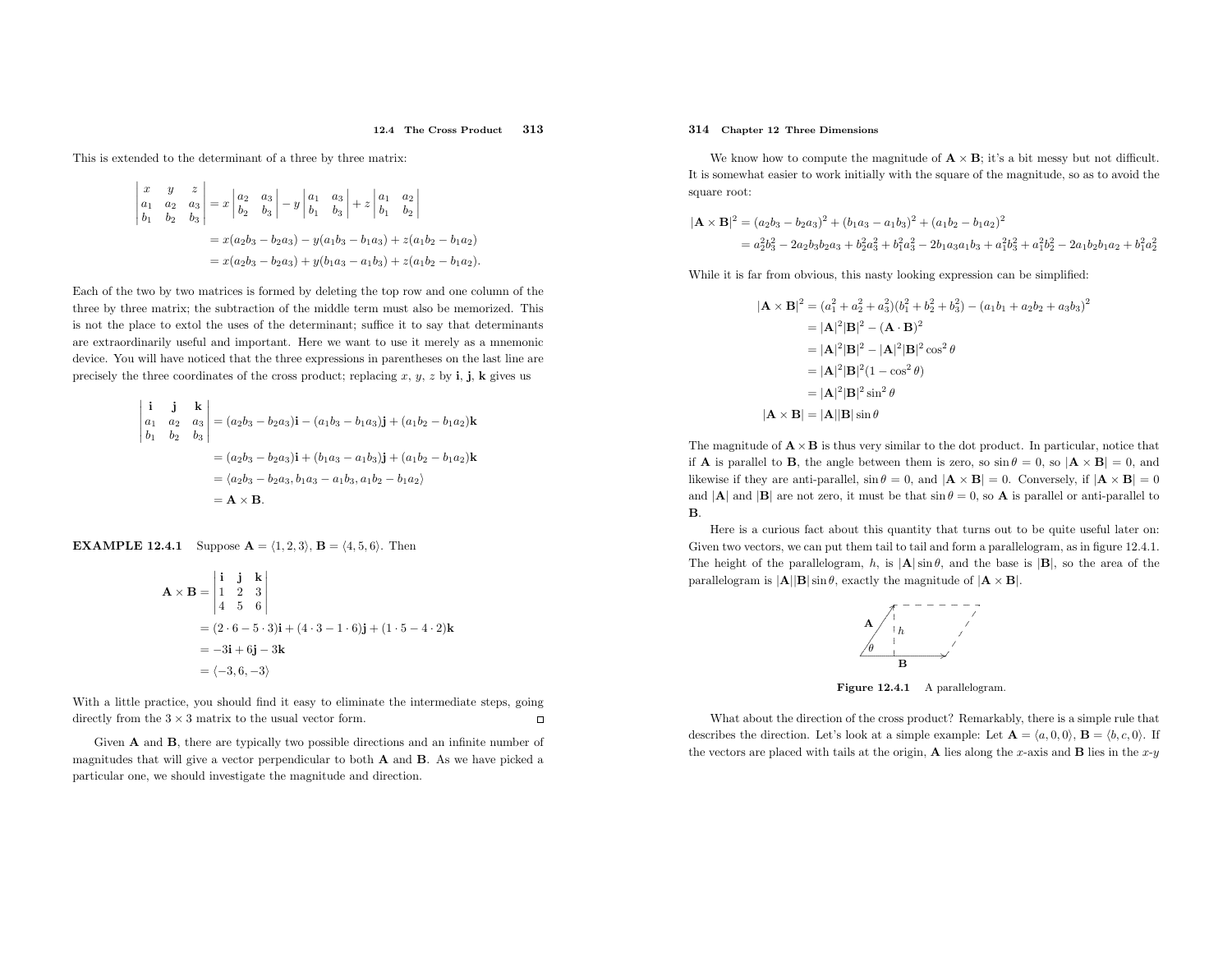This is extended to the determinant of a three by three matrix:

$$
\begin{vmatrix} x & y & z \\ a_1 & a_2 & a_3 \\ b_1 & b_2 & b_3 \end{vmatrix} = x \begin{vmatrix} a_2 & a_3 \\ b_2 & b_3 \end{vmatrix} - y \begin{vmatrix} a_1 & a_3 \\ b_1 & b_3 \end{vmatrix} + z \begin{vmatrix} a_1 & a_2 \\ b_1 & b_2 \end{vmatrix}
$$

$$
= x(a_2b_3 - b_2a_3) - y(a_1b_3 - b_1a_3) + z(a_1b_2 - b_1a_2)
$$

$$
= x(a_2b_3 - b_2a_3) + y(b_1a_3 - a_1b_3) + z(a_1b_2 - b_1a_2).
$$

Each of the two by two matrices is formed by deleting the top row and one column of the three by three matrix; the subtraction of the middle term must also be memorized. This is not the place to extol the uses of the determinant; suffice it to say that determinants are extraordinarily useful and important. Here we want to use it merely as a mnemonic device. You will have noticed that the three expressions in parentheses on the last line are precisely the three coordinates of the cross product; replacing $x$, $y$, $z$ by $\mathbf{i}$, $\mathbf{j}$, $\mathbf{k}$ gives us

$$
\begin{vmatrix} \mathbf{i} & \mathbf{j} & \mathbf{k} \\ a_1 & a_2 & a_3 \\ b_1 & b_2 & b_3 \end{vmatrix} = (a_2b_3 - b_2a_3)\mathbf{i} - (a_1b_3 - b_1a_3)\mathbf{j} + (a_1b_2 - b_1a_2)\mathbf{k}
$$

$$
= (a_2b_3 - b_2a_3)\mathbf{i} + (b_1a_3 - a_1b_3)\mathbf{j} + (a_1b_2 - b_1a_2)\mathbf{k}
$$

$$
= \langle a_2b_3 - b_2a_3, b_1a_3 - a_1b_3, a_1b_2 - b_1a_2 \rangle
$$

$$
= \mathbf{A} \times \mathbf{B}.
$$

**EXAMPLE 12.4.1** Suppose $\mathbf{A} = \langle 1, 2, 3 \rangle$, $\mathbf{B} = \langle 4, 5, 6 \rangle$. Then

$$
\mathbf{A} \times \mathbf{B} = \begin{vmatrix} \mathbf{i} & \mathbf{j} & \mathbf{k} \\ 1 & 2 & 3 \\ 4 & 5 & 6 \end{vmatrix}
$$

$$
= (2 \cdot 6 - 5 \cdot 3)\mathbf{i} + (4 \cdot 3 - 1 \cdot 6)\mathbf{j} + (1 \cdot 5 - 4 \cdot 2)\mathbf{k}
$$

$$
= -3\mathbf{i} + 6\mathbf{j} - 3\mathbf{k}
$$

$$
= \langle -3, 6, -3 \rangle
$$

With a little practice, you should find it easy to eliminate the intermediate steps, going directly from the $3 \times 3$ matrix to the usual vector form. □

Given $\mathbf{A}$ and $\mathbf{B}$, there are typically two possible directions and an infinite number of magnitudes that will give a vector perpendicular to both $\mathbf{A}$ and $\mathbf{B}$. As we have picked a particular one, we should investigate the magnitude and direction.

We know how to compute the magnitude of $\mathbf{A} \times \mathbf{B}$; it's a bit messy but not difficult. It is somewhat easier to work initially with the square of the magnitude, so as to avoid the square root:

$$
|\mathbf{A} \times \mathbf{B}|^2 = (a_2b_3 - b_2a_3)^2 + (b_1a_3 - a_1b_3)^2 + (a_1b_2 - b_1a_2)^2
$$

$$
= a_2^2b_3^2 - 2a_2b_3b_2a_3 + b_2^2a_3^2 + b_1^2a_3^2 - 2b_1a_3a_1b_3 + a_1^2b_3^2 + a_1^2b_2^2 - 2a_1b_2b_1a_2 + b_1^2a_2^2
$$

While it is far from obvious, this nasty looking expression can be simplified:

$$
|\mathbf{A} \times \mathbf{B}|^2 = (a_1^2 + a_2^2 + a_3^2)(b_1^2 + b_2^2 + b_3^2) - (a_1b_1 + a_2b_2 + a_3b_3)^2
$$

$$
= |\mathbf{A}|^2|\mathbf{B}|^2 - (\mathbf{A} \cdot \mathbf{B})^2
$$

$$
= |\mathbf{A}|^2|\mathbf{B}|^2 - |\mathbf{A}|^2|\mathbf{B}|^2 \cos^2\theta
$$

$$
= |\mathbf{A}|^2|\mathbf{B}|^2(1 - \cos^2\theta)
$$

$$
= |\mathbf{A}|^2|\mathbf{B}|^2 \sin^2\theta
$$

$$
|\mathbf{A} \times \mathbf{B}| = |\mathbf{A}||\mathbf{B}| \sin\theta
$$

The magnitude of $\mathbf{A} \times \mathbf{B}$ is thus very similar to the dot product. In particular, notice that if $\mathbf{A}$ is parallel to $\mathbf{B}$, the angle between them is zero, so $\sin\theta = 0$, so $|\mathbf{A} \times \mathbf{B}| = 0$, and likewise if they are anti-parallel, $\sin\theta = 0$, and $|\mathbf{A} \times \mathbf{B}| = 0$. Conversely, if $|\mathbf{A} \times \mathbf{B}| = 0$ and $|\mathbf{A}|$ and $|\mathbf{B}|$ are not zero, it must be that $\sin\theta = 0$, so $\mathbf{A}$ is parallel or anti-parallel to $\mathbf{B}$.

Here is a curious fact about this quantity that turns out to be quite useful later on: Given two vectors, we can put them tail to tail and form a parallelogram, as in figure 12.4.1. The height of the parallelogram, $h$, is $|\mathbf{A}| \sin\theta$, and the base is $|\mathbf{B}|$, so the area of the parallelogram is $|\mathbf{A}||\mathbf{B}| \sin\theta$, exactly the magnitude of $|\mathbf{A} \times \mathbf{B}|$.

**Figure 12.4.1** A parallelogram.

What about the direction of the cross product? Remarkably, there is a simple rule that describes the direction. Let's look at a simple example: Let $\mathbf{A} = \langle a, 0, 0 \rangle$, $\mathbf{B} = \langle b, c, 0 \rangle$. If the vectors are placed with tails at the origin, $\mathbf{A}$ lies along the $x$-axis and $\mathbf{B}$ lies in the $x$-$y$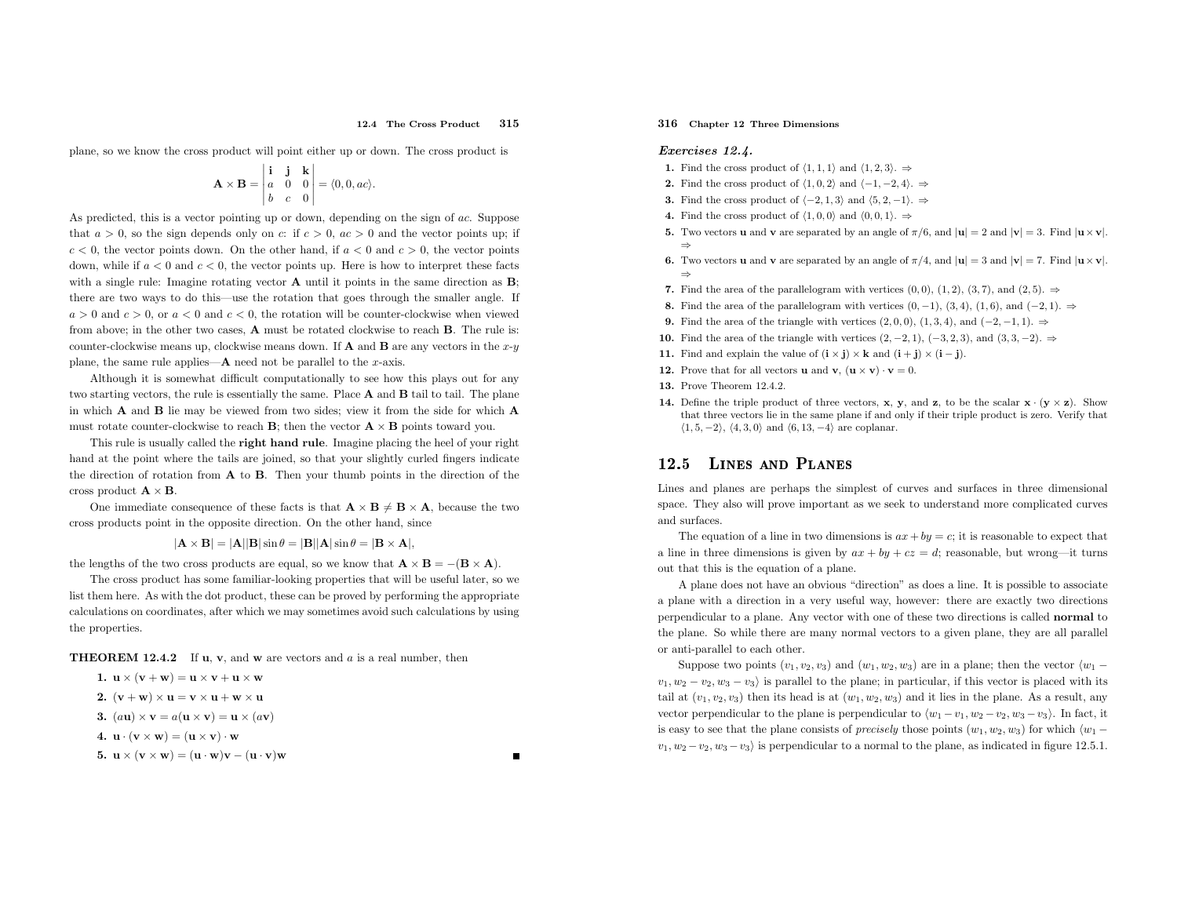plane, so we know the cross product will point either up or down. The cross product is

$$\mathbf{A}\times\mathbf{B} = \begin{vmatrix} \mathbf{i} & \mathbf{j} & \mathbf{k} \\ a & 0 & 0 \\ b & c & 0 \end{vmatrix} = \langle 0, 0, ac\rangle.$$

As predicted, this is a vector pointing up or down, depending on the sign of $ac$. Suppose that $a > 0$, so the sign depends only on $c$: if $c > 0$, $ac > 0$ and the vector points up; if $c < 0$, the vector points down. On the other hand, if $a < 0$ and $c > 0$, the vector points down, while if $a < 0$ and $c < 0$, the vector points up. Here is how to interpret these facts with a single rule: Imagine rotating vector $\mathbf{A}$ until it points in the same direction as $\mathbf{B}$; there are two ways to do this—use the rotation that goes through the smaller angle. If $a > 0$ and $c > 0$, or $a < 0$ and $c < 0$, the rotation will be counter-clockwise when viewed from above; in the other two cases, $\mathbf{A}$ must be rotated clockwise to reach $\mathbf{B}$. The rule is: counter-clockwise means up, clockwise means down. If $\mathbf{A}$ and $\mathbf{B}$ are any vectors in the $x$-$y$ plane, the same rule applies—$\mathbf{A}$ need not be parallel to the $x$-axis.

Although it is somewhat difficult computationally to see how this plays out for any two starting vectors, the rule is essentially the same. Place $\mathbf{A}$ and $\mathbf{B}$ tail to tail. The plane in which $\mathbf{A}$ and $\mathbf{B}$ lie may be viewed from two sides; view it from the side for which $\mathbf{A}$ must rotate counter-clockwise to reach $\mathbf{B}$; then the vector $\mathbf{A}\times\mathbf{B}$ points toward you.

This rule is usually called the **right hand rule**. Imagine placing the heel of your right hand at the point where the tails are joined, so that your slightly curled fingers indicate the direction of rotation from $\mathbf{A}$ to $\mathbf{B}$. Then your thumb points in the direction of the cross product $\mathbf{A}\times\mathbf{B}$.

One immediate consequence of these facts is that $\mathbf{A}\times\mathbf{B} \neq \mathbf{B}\times\mathbf{A}$, because the two cross products point in the opposite direction. On the other hand, since

$$|\mathbf{A}\times\mathbf{B}| = |\mathbf{A}||\mathbf{B}|\sin\theta = |\mathbf{B}||\mathbf{A}|\sin\theta = |\mathbf{B}\times\mathbf{A}|,$$

the lengths of the two cross products are equal, so we know that $\mathbf{A}\times\mathbf{B} = -(\mathbf{B}\times\mathbf{A})$.

The cross product has some familiar-looking properties that will be useful later, so we list them here. As with the dot product, these can be proved by performing the appropriate calculations on coordinates, after which we may sometimes avoid such calculations by using the properties.

**THEOREM 12.4.2** If $\mathbf{u}$, $\mathbf{v}$, and $\mathbf{w}$ are vectors and $a$ is a real number, then

1. $\mathbf{u}\times(\mathbf{v}+\mathbf{w}) = \mathbf{u}\times\mathbf{v}+\mathbf{u}\times\mathbf{w}$
2. $(\mathbf{v}+\mathbf{w})\times\mathbf{u} = \mathbf{v}\times\mathbf{u}+\mathbf{w}\times\mathbf{u}$
3. $(a\mathbf{u})\times\mathbf{v} = a(\mathbf{u}\times\mathbf{v}) = \mathbf{u}\times(a\mathbf{v})$
4. $\mathbf{u}\cdot(\mathbf{v}\times\mathbf{w}) = (\mathbf{u}\times\mathbf{v})\cdot\mathbf{w}$
5. $\mathbf{u}\times(\mathbf{v}\times\mathbf{w}) = (\mathbf{u}\cdot\mathbf{w})\mathbf{v} - (\mathbf{u}\cdot\mathbf{v})\mathbf{w}$

■

***Exercises 12.4.***

1. Find the cross product of $\langle 1,1,1\rangle$ and $\langle 1,2,3\rangle$. ⇒
2. Find the cross product of $\langle 1,0,2\rangle$ and $\langle -1,-2,4\rangle$. ⇒
3. Find the cross product of $\langle -2,1,3\rangle$ and $\langle 5,2,-1\rangle$. ⇒
4. Find the cross product of $\langle 1,0,0\rangle$ and $\langle 0,0,1\rangle$. ⇒
5. Two vectors $\mathbf{u}$ and $\mathbf{v}$ are separated by an angle of $\pi/6$, and $|\mathbf{u}| = 2$ and $|\mathbf{v}| = 3$. Find $|\mathbf{u}\times\mathbf{v}|$. ⇒
6. Two vectors $\mathbf{u}$ and $\mathbf{v}$ are separated by an angle of $\pi/4$, and $|\mathbf{u}| = 3$ and $|\mathbf{v}| = 7$. Find $|\mathbf{u}\times\mathbf{v}|$. ⇒
7. Find the area of the parallelogram with vertices $(0,0)$, $(1,2)$, $(3,7)$, and $(2,5)$. ⇒
8. Find the area of the parallelogram with vertices $(0,-1)$, $(3,4)$, $(1,6)$, and $(-2,1)$. ⇒
9. Find the area of the triangle with vertices $(2,0,0)$, $(1,3,4)$, and $(-2,-1,1)$. ⇒
10. Find the area of the triangle with vertices $(2,-2,1)$, $(-3,2,3)$, and $(3,3,-2)$. ⇒
11. Find and explain the value of $(\mathbf{i}\times\mathbf{j})\times\mathbf{k}$ and $(\mathbf{i}+\mathbf{j})\times(\mathbf{i}-\mathbf{j})$.
12. Prove that for all vectors $\mathbf{u}$ and $\mathbf{v}$, $(\mathbf{u}\times\mathbf{v})\cdot\mathbf{v} = 0$.
13. Prove Theorem 12.4.2.
14. Define the triple product of three vectors, $\mathbf{x}$, $\mathbf{y}$, and $\mathbf{z}$, to be the scalar $\mathbf{x}\cdot(\mathbf{y}\times\mathbf{z})$. Show that three vectors lie in the same plane if and only if their triple product is zero. Verify that $\langle 1,5,-2\rangle$, $\langle 4,3,0\rangle$ and $\langle 6,13,-4\rangle$ are coplanar.

## 12.5 Lines and Planes

Lines and planes are perhaps the simplest of curves and surfaces in three dimensional space. They also will prove important as we seek to understand more complicated curves and surfaces.

The equation of a line in two dimensions is $ax+by=c$; it is reasonable to expect that a line in three dimensions is given by $ax+by+cz=d$; reasonable, but wrong—it turns out that this is the equation of a plane.

A plane does not have an obvious "direction" as does a line. It is possible to associate a plane with a direction in a very useful way, however: there are exactly two directions perpendicular to a plane. Any vector with one of these two directions is called **normal** to the plane. So while there are many normal vectors to a given plane, they are all parallel or anti-parallel to each other.

Suppose two points $(v_1,v_2,v_3)$ and $(w_1,w_2,w_3)$ are in a plane; then the vector $\langle w_1-v_1, w_2-v_2, w_3-v_3\rangle$ is parallel to the plane; in particular, if this vector is placed with its tail at $(v_1,v_2,v_3)$ then its head is at $(w_1,w_2,w_3)$ and it lies in the plane. As a result, any vector perpendicular to the plane is perpendicular to $\langle w_1-v_1, w_2-v_2, w_3-v_3\rangle$. In fact, it is easy to see that the plane consists of *precisely* those points $(w_1,w_2,w_3)$ for which $\langle w_1-v_1, w_2-v_2, w_3-v_3\rangle$ is perpendicular to a normal to the plane, as indicated in figure 12.5.1.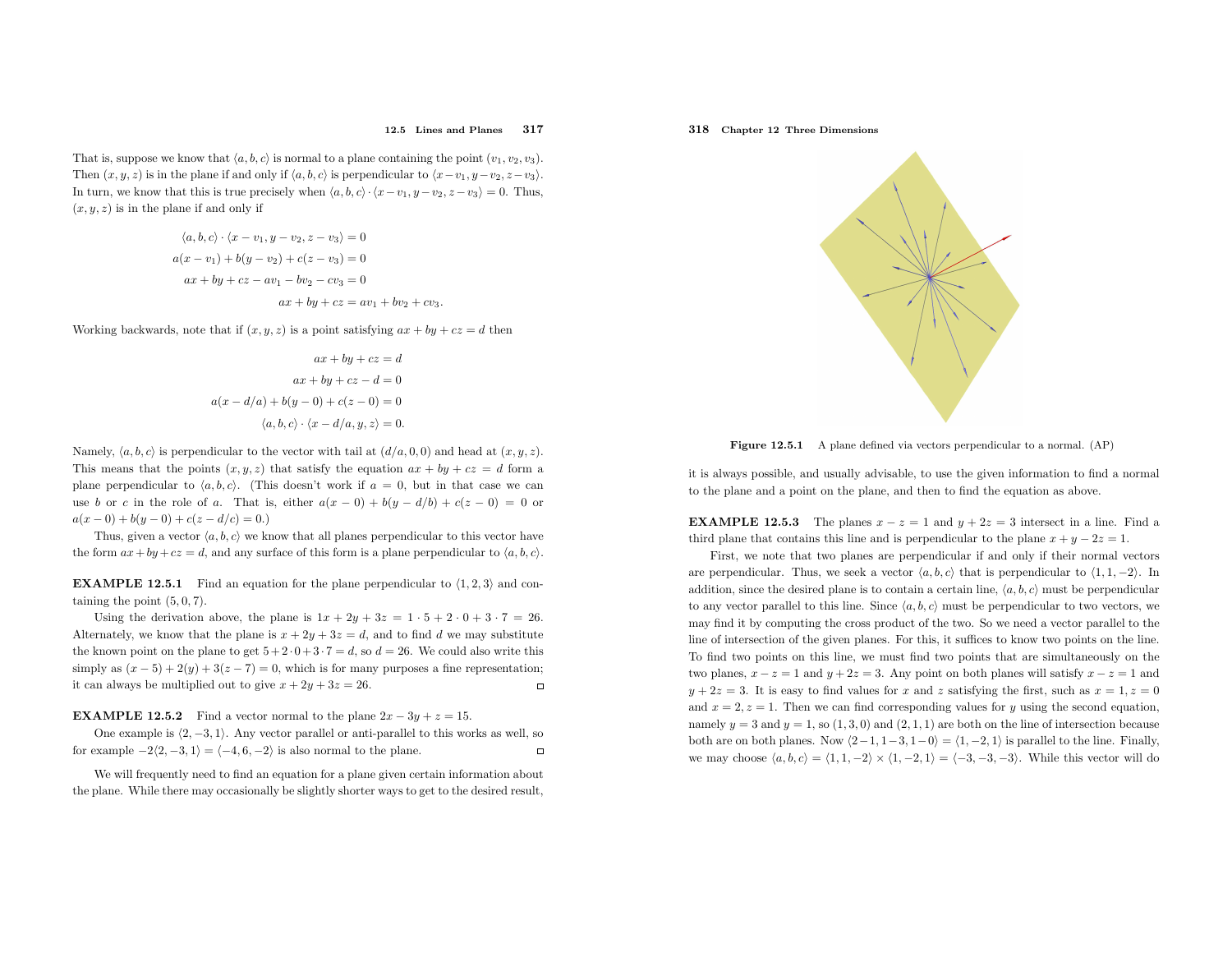That is, suppose we know that $\langle a, b, c\rangle$ is normal to a plane containing the point $(v_1, v_2, v_3)$. Then $(x, y, z)$ is in the plane if and only if $\langle a, b, c\rangle$ is perpendicular to $\langle x - v_1, y - v_2, z - v_3\rangle$. In turn, we know that this is true precisely when $\langle a, b, c\rangle \cdot \langle x - v_1, y - v_2, z - v_3\rangle = 0$. Thus, $(x, y, z)$ is in the plane if and only if

$$
\begin{aligned}
\langle a, b, c\rangle \cdot \langle x - v_1, y - v_2, z - v_3\rangle &= 0 \\
a(x - v_1) + b(y - v_2) + c(z - v_3) &= 0 \\
ax + by + cz - av_1 - bv_2 - cv_3 &= 0 \\
ax + by + cz &= av_1 + bv_2 + cv_3.
\end{aligned}
$$

Working backwards, note that if $(x, y, z)$ is a point satisfying $ax + by + cz = d$ then

$$
\begin{aligned}
ax + by + cz &= d \\
ax + by + cz - d &= 0 \\
a(x - d/a) + b(y - 0) + c(z - 0) &= 0 \\
\langle a, b, c\rangle \cdot \langle x - d/a, y, z\rangle &= 0.
\end{aligned}
$$

Namely, $\langle a, b, c\rangle$ is perpendicular to the vector with tail at $(d/a, 0, 0)$ and head at $(x, y, z)$. This means that the points $(x, y, z)$ that satisfy the equation $ax + by + cz = d$ form a plane perpendicular to $\langle a, b, c\rangle$. (This doesn't work if $a = 0$, but in that case we can use $b$ or $c$ in the role of $a$. That is, either $a(x - 0) + b(y - d/b) + c(z - 0) = 0$ or $a(x - 0) + b(y - 0) + c(z - d/c) = 0$.)

Thus, given a vector $\langle a, b, c\rangle$ we know that all planes perpendicular to this vector have the form $ax + by + cz = d$, and any surface of this form is a plane perpendicular to $\langle a, b, c\rangle$.

**EXAMPLE 12.5.1** Find an equation for the plane perpendicular to $\langle 1, 2, 3\rangle$ and containing the point $(5, 0, 7)$.

Using the derivation above, the plane is $1x + 2y + 3z = 1 \cdot 5 + 2 \cdot 0 + 3 \cdot 7 = 26$. Alternately, we know that the plane is $x + 2y + 3z = d$, and to find $d$ we may substitute the known point on the plane to get $5 + 2 \cdot 0 + 3 \cdot 7 = d$, so $d = 26$. We could also write this simply as $(x - 5) + 2(y) + 3(z - 7) = 0$, which is for many purposes a fine representation; it can always be multiplied out to give $x + 2y + 3z = 26$. □

**EXAMPLE 12.5.2** Find a vector normal to the plane $2x - 3y + z = 15$.

One example is $\langle 2, -3, 1\rangle$. Any vector parallel or anti-parallel to this works as well, so for example $-2\langle 2, -3, 1\rangle = \langle -4, 6, -2\rangle$ is also normal to the plane. □

We will frequently need to find an equation for a plane given certain information about the plane. While there may occasionally be slightly shorter ways to get to the desired result, it is always possible, and usually advisable, to use the given information to find a normal to the plane and a point on the plane, and then to find the equation as above.

**Figure 12.5.1** A plane defined via vectors perpendicular to a normal. (AP)

**EXAMPLE 12.5.3** The planes $x - z = 1$ and $y + 2z = 3$ intersect in a line. Find a third plane that contains this line and is perpendicular to the plane $x + y - 2z = 1$.

First, we note that two planes are perpendicular if and only if their normal vectors are perpendicular. Thus, we seek a vector $\langle a, b, c\rangle$ that is perpendicular to $\langle 1, 1, -2\rangle$. In addition, since the desired plane is to contain a certain line, $\langle a, b, c\rangle$ must be perpendicular to any vector parallel to this line. Since $\langle a, b, c\rangle$ must be perpendicular to two vectors, we may find it by computing the cross product of the two. So we need a vector parallel to the line of intersection of the given planes. For this, it suffices to know two points on the line. To find two points on this line, we must find two points that are simultaneously on the two planes, $x - z = 1$ and $y + 2z = 3$. Any point on both planes will satisfy $x - z = 1$ and $y + 2z = 3$. It is easy to find values for $x$ and $z$ satisfying the first, such as $x = 1, z = 0$ and $x = 2, z = 1$. Then we can find corresponding values for $y$ using the second equation, namely $y = 3$ and $y = 1$, so $(1, 3, 0)$ and $(2, 1, 1)$ are both on the line of intersection because both are on both planes. Now $\langle 2 - 1, 1 - 3, 1 - 0\rangle = \langle 1, -2, 1\rangle$ is parallel to the line. Finally, we may choose $\langle a, b, c\rangle = \langle 1, 1, -2\rangle \times \langle 1, -2, 1\rangle = \langle -3, -3, -3\rangle$. While this vector will do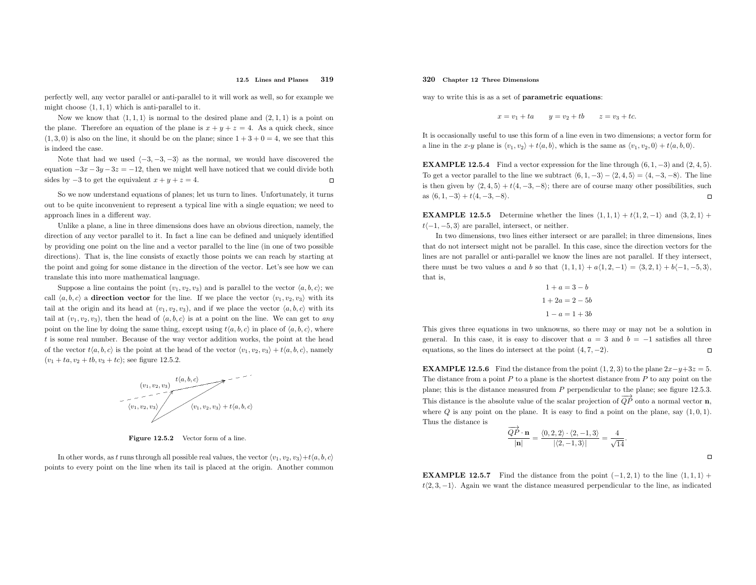perfectly well, any vector parallel or anti-parallel to it will work as well, so for example we might choose $\langle 1, 1, 1\rangle$ which is anti-parallel to it.

Now we know that $\langle 1, 1, 1\rangle$ is normal to the desired plane and $(2, 1, 1)$ is a point on the plane. Therefore an equation of the plane is $x + y + z = 4$. As a quick check, since $(1, 3, 0)$ is also on the line, it should be on the plane; since $1 + 3 + 0 = 4$, we see that this is indeed the case.

Note that had we used $\langle -3, -3, -3\rangle$ as the normal, we would have discovered the equation $-3x - 3y - 3z = -12$, then we might well have noticed that we could divide both sides by $-3$ to get the equivalent $x + y + z = 4$. □

So we now understand equations of planes; let us turn to lines. Unfortunately, it turns out to be quite inconvenient to represent a typical line with a single equation; we need to approach lines in a different way.

Unlike a plane, a line in three dimensions does have an obvious direction, namely, the direction of any vector parallel to it. In fact a line can be defined and uniquely identified by providing one point on the line and a vector parallel to the line (in one of two possible directions). That is, the line consists of exactly those points we can reach by starting at the point and going for some distance in the direction of the vector. Let's see how we can translate this into more mathematical language.

Suppose a line contains the point $(v_1, v_2, v_3)$ and is parallel to the vector $\langle a, b, c\rangle$; we call $\langle a, b, c\rangle$ a **direction vector** for the line. If we place the vector $\langle v_1, v_2, v_3\rangle$ with its tail at the origin and its head at $(v_1, v_2, v_3)$, and if we place the vector $\langle a, b, c\rangle$ with its tail at $(v_1, v_2, v_3)$, then the head of $\langle a, b, c\rangle$ is at a point on the line. We can get to *any* point on the line by doing the same thing, except using $t\langle a, b, c\rangle$ in place of $\langle a, b, c\rangle$, where $t$ is some real number. Because of the way vector addition works, the point at the head of the vector $t\langle a, b, c\rangle$ is the point at the head of the vector $\langle v_1, v_2, v_3\rangle + t\langle a, b, c\rangle$, namely $(v_1 + ta, v_2 + tb, v_3 + tc)$; see figure 12.5.2.

$t\langle a,b,c\rangle$

$(v_1,v_2,v_3)$

$\langle v_1,v_2,v_3\rangle$

$\langle v_1,v_2,v_3\rangle + t\langle a,b,c\rangle$

**Figure 12.5.2** Vector form of a line.

In other words, as $t$ runs through all possible real values, the vector $\langle v_1, v_2, v_3\rangle + t\langle a, b, c\rangle$ points to every point on the line when its tail is placed at the origin. Another common way to write this is as a set of **parametric equations**:

$$x = v_1 + ta \qquad y = v_2 + tb \qquad z = v_3 + tc.$$

It is occasionally useful to use this form of a line even in two dimensions; a vector form for a line in the $x$-$y$ plane is $\langle v_1, v_2\rangle + t\langle a, b\rangle$, which is the same as $\langle v_1, v_2, 0\rangle + t\langle a, b, 0\rangle$.

**EXAMPLE 12.5.4** Find a vector expression for the line through $(6, 1, -3)$ and $(2, 4, 5)$. To get a vector parallel to the line we subtract $\langle 6, 1, -3\rangle - \langle 2, 4, 5\rangle = \langle 4, -3, -8\rangle$. The line is then given by $\langle 2, 4, 5\rangle + t\langle 4, -3, -8\rangle$; there are of course many other possibilities, such as $\langle 6, 1, -3\rangle + t\langle 4, -3, -8\rangle$. □

**EXAMPLE 12.5.5** Determine whether the lines $\langle 1, 1, 1\rangle + t\langle 1, 2, -1\rangle$ and $\langle 3, 2, 1\rangle + t\langle -1, -5, 3\rangle$ are parallel, intersect, or neither.

In two dimensions, two lines either intersect or are parallel; in three dimensions, lines that do not intersect might not be parallel. In this case, since the direction vectors for the lines are not parallel or anti-parallel we know the lines are not parallel. If they intersect, there must be two values $a$ and $b$ so that $\langle 1, 1, 1\rangle + a\langle 1, 2, -1\rangle = \langle 3, 2, 1\rangle + b\langle -1, -5, 3\rangle$, that is,

$$1 + a = 3 - b$$
$$1 + 2a = 2 - 5b$$
$$1 - a = 1 + 3b$$

This gives three equations in two unknowns, so there may or may not be a solution in general. In this case, it is easy to discover that $a = 3$ and $b = -1$ satisfies all three equations, so the lines do intersect at the point $(4, 7, -2)$. □

**EXAMPLE 12.5.6** Find the distance from the point $(1, 2, 3)$ to the plane $2x - y + 3z = 5$. The distance from a point $P$ to a plane is the shortest distance from $P$ to any point on the plane; this is the distance measured from $P$ perpendicular to the plane; see figure 12.5.3. This distance is the absolute value of the scalar projection of $\overrightarrow{QP}$ onto a normal vector $\mathbf{n}$, where $Q$ is any point on the plane. It is easy to find a point on the plane, say $(1, 0, 1)$. Thus the distance is

$$\frac{\overrightarrow{QP} \cdot \mathbf{n}}{|\mathbf{n}|} = \frac{\langle 0, 2, 2\rangle \cdot \langle 2, -1, 3\rangle}{|\langle 2, -1, 3\rangle|} = \frac{4}{\sqrt{14}}.$$

□

**EXAMPLE 12.5.7** Find the distance from the point $(-1, 2, 1)$ to the line $\langle 1, 1, 1\rangle + t\langle 2, 3, -1\rangle$. Again we want the distance measured perpendicular to the line, as indicated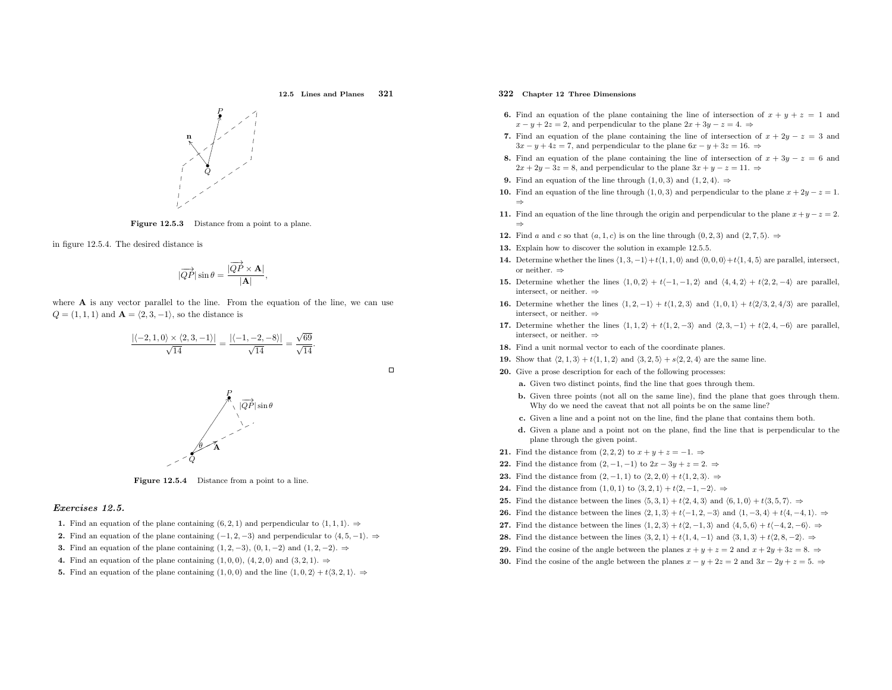Figure 12.5.3 Distance from a point to a plane.

in figure 12.5.4. The desired distance is

$$|\overrightarrow{QP}|\sin\theta = \frac{|\overrightarrow{QP}\times \mathbf{A}|}{|\mathbf{A}|},$$

where $\mathbf{A}$ is any vector parallel to the line. From the equation of the line, we can use $Q = (1,1,1)$ and $\mathbf{A} = \langle 2,3,-1\rangle$, so the distance is

$$\frac{|\langle -2,1,0\rangle \times \langle 2,3,-1\rangle|}{\sqrt{14}} = \frac{|\langle -1,-2,-8\rangle|}{\sqrt{14}} = \frac{\sqrt{69}}{\sqrt{14}}.$$

□

Figure 12.5.4 Distance from a point to a line.

## *Exercises 12.5.*

1. Find an equation of the plane containing $(6,2,1)$ and perpendicular to $\langle 1,1,1\rangle$. ⇒
2. Find an equation of the plane containing $(-1,2,-3)$ and perpendicular to $\langle 4,5,-1\rangle$. ⇒
3. Find an equation of the plane containing $(1,2,-3)$, $(0,1,-2)$ and $(1,2,-2)$. ⇒
4. Find an equation of the plane containing $(1,0,0)$, $(4,2,0)$ and $(3,2,1)$. ⇒
5. Find an equation of the plane containing $(1,0,0)$ and the line $\langle 1,0,2\rangle + t\langle 3,2,1\rangle$. ⇒
6. Find an equation of the plane containing the line of intersection of $x+y+z=1$ and $x-y+2z=2$, and perpendicular to the plane $2x+3y-z=4$. ⇒
7. Find an equation of the plane containing the line of intersection of $x+2y-z=3$ and $3x-y+4z=7$, and perpendicular to the plane $6x-y+3z=16$. ⇒
8. Find an equation of the plane containing the line of intersection of $x+3y-z=6$ and $2x+2y-3z=8$, and perpendicular to the plane $3x+y-z=11$. ⇒
9. Find an equation of the line through $(1,0,3)$ and $(1,2,4)$. ⇒
10. Find an equation of the line through $(1,0,3)$ and perpendicular to the plane $x+2y-z=1$. ⇒
11. Find an equation of the line through the origin and perpendicular to the plane $x+y-z=2$. ⇒
12. Find $a$ and $c$ so that $(a,1,c)$ is on the line through $(0,2,3)$ and $(2,7,5)$. ⇒
13. Explain how to discover the solution in example 12.5.5.
14. Determine whether the lines $\langle 1,3,-1\rangle + t\langle 1,1,0\rangle$ and $\langle 0,0,0\rangle + t\langle 1,4,5\rangle$ are parallel, intersect, or neither. ⇒
15. Determine whether the lines $\langle 1,0,2\rangle + t\langle -1,-1,2\rangle$ and $\langle 4,4,2\rangle + t\langle 2,2,-4\rangle$ are parallel, intersect, or neither. ⇒
16. Determine whether the lines $\langle 1,2,-1\rangle + t\langle 1,2,3\rangle$ and $\langle 1,0,1\rangle + t\langle 2/3,2,4/3\rangle$ are parallel, intersect, or neither. ⇒
17. Determine whether the lines $\langle 1,1,2\rangle + t\langle 1,2,-3\rangle$ and $\langle 2,3,-1\rangle + t\langle 2,4,-6\rangle$ are parallel, intersect, or neither. ⇒
18. Find a unit normal vector to each of the coordinate planes.
19. Show that $\langle 2,1,3\rangle + t\langle 1,1,2\rangle$ and $\langle 3,2,5\rangle + s\langle 2,2,4\rangle$ are the same line.
20. Give a prose description for each of the following processes:
    - **a.** Given two distinct points, find the line that goes through them.
    - **b.** Given three points (not all on the same line), find the plane that goes through them. Why do we need the caveat that not all points be on the same line?
    - **c.** Given a line and a point not on the line, find the plane that contains them both.
    - **d.** Given a plane and a point not on the plane, find the line that is perpendicular to the plane through the given point.
21. Find the distance from $(2,2,2)$ to $x+y+z=-1$. ⇒
22. Find the distance from $(2,-1,-1)$ to $2x-3y+z=2$. ⇒
23. Find the distance from $(2,-1,1)$ to $\langle 2,2,0\rangle + t\langle 1,2,3\rangle$. ⇒
24. Find the distance from $(1,0,1)$ to $\langle 3,2,1\rangle + t\langle 2,-1,-2\rangle$. ⇒
25. Find the distance between the lines $\langle 5,3,1\rangle + t\langle 2,4,3\rangle$ and $\langle 6,1,0\rangle + t\langle 3,5,7\rangle$. ⇒
26. Find the distance between the lines $\langle 2,1,3\rangle + t\langle -1,2,-3\rangle$ and $\langle 1,-3,4\rangle + t\langle 4,-4,1\rangle$. ⇒
27. Find the distance between the lines $\langle 1,2,3\rangle + t\langle 2,-1,3\rangle$ and $\langle 4,5,6\rangle + t\langle -4,2,-6\rangle$. ⇒
28. Find the distance between the lines $\langle 3,2,1\rangle + t\langle 1,4,-1\rangle$ and $\langle 3,1,3\rangle + t\langle 2,8,-2\rangle$. ⇒
29. Find the cosine of the angle between the planes $x+y+z=2$ and $x+2y+3z=8$. ⇒
30. Find the cosine of the angle between the planes $x-y+2z=2$ and $3x-2y+z=5$. ⇒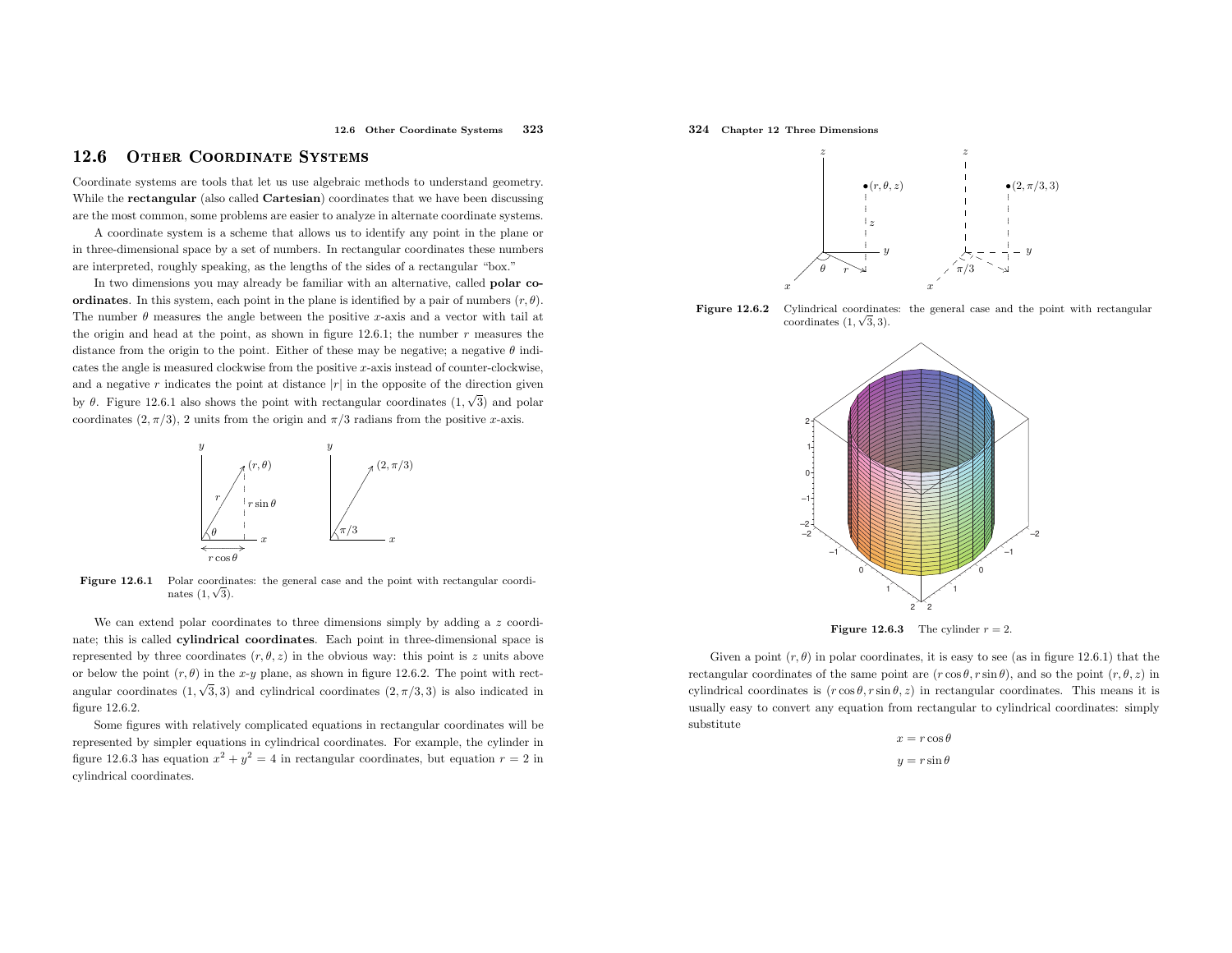## 12.6 Other Coordinate Systems

Coordinate systems are tools that let us use algebraic methods to understand geometry. While the **rectangular** (also called **Cartesian**) coordinates that we have been discussing are the most common, some problems are easier to analyze in alternate coordinate systems.

A coordinate system is a scheme that allows us to identify any point in the plane or in three-dimensional space by a set of numbers. In rectangular coordinates these numbers are interpreted, roughly speaking, as the lengths of the sides of a rectangular "box."

In two dimensions you may already be familiar with an alternative, called **polar coordinates**. In this system, each point in the plane is identified by a pair of numbers $(r, \theta)$. The number $\theta$ measures the angle between the positive $x$-axis and a vector with tail at the origin and head at the point, as shown in figure 12.6.1; the number $r$ measures the distance from the origin to the point. Either of these may be negative; a negative $\theta$ indicates the angle is measured clockwise from the positive $x$-axis instead of counter-clockwise, and a negative $r$ indicates the point at distance $|r|$ in the opposite of the direction given by $\theta$. Figure 12.6.1 also shows the point with rectangular coordinates $(1, \sqrt{3})$ and polar coordinates $(2, \pi/3)$, 2 units from the origin and $\pi/3$ radians from the positive $x$-axis.

y
$(r, \theta)$
$r$
$r \sin\theta$
$\theta$
x
$r\cos\theta$

y
$(2, \pi/3)$
$\pi/3$
x

**Figure 12.6.1** Polar coordinates: the general case and the point with rectangular coordinates $(1, \sqrt{3})$.

We can extend polar coordinates to three dimensions simply by adding a $z$ coordinate; this is called **cylindrical coordinates**. Each point in three-dimensional space is represented by three coordinates $(r, \theta, z)$ in the obvious way: this point is $z$ units above or below the point $(r, \theta)$ in the $x$-$y$ plane, as shown in figure 12.6.2. The point with rectangular coordinates $(1, \sqrt{3}, 3)$ and cylindrical coordinates $(2, \pi/3, 3)$ is also indicated in figure 12.6.2.

Some figures with relatively complicated equations in rectangular coordinates will be represented by simpler equations in cylindrical coordinates. For example, the cylinder in figure 12.6.3 has equation $x^2 + y^2 = 4$ in rectangular coordinates, but equation $r = 2$ in cylindrical coordinates.

z
$(r, \theta, z)$
z
y
$\theta$
$r$
x

z
$(2, \pi/3, 3)$
y
$\pi/3$
x

**Figure 12.6.2** Cylindrical coordinates: the general case and the point with rectangular coordinates $(1, \sqrt{3}, 3)$.

2
1
0
−1
−2
−2
−1
0
1
2
−2
−1
0
1
2

**Figure 12.6.3** The cylinder $r = 2$.

Given a point $(r, \theta)$ in polar coordinates, it is easy to see (as in figure 12.6.1) that the rectangular coordinates of the same point are $(r\cos\theta, r\sin\theta)$, and so the point $(r, \theta, z)$ in cylindrical coordinates is $(r\cos\theta, r\sin\theta, z)$ in rectangular coordinates. This means it is usually easy to convert any equation from rectangular to cylindrical coordinates: simply substitute

$$x = r\cos\theta$$

$$y = r\sin\theta$$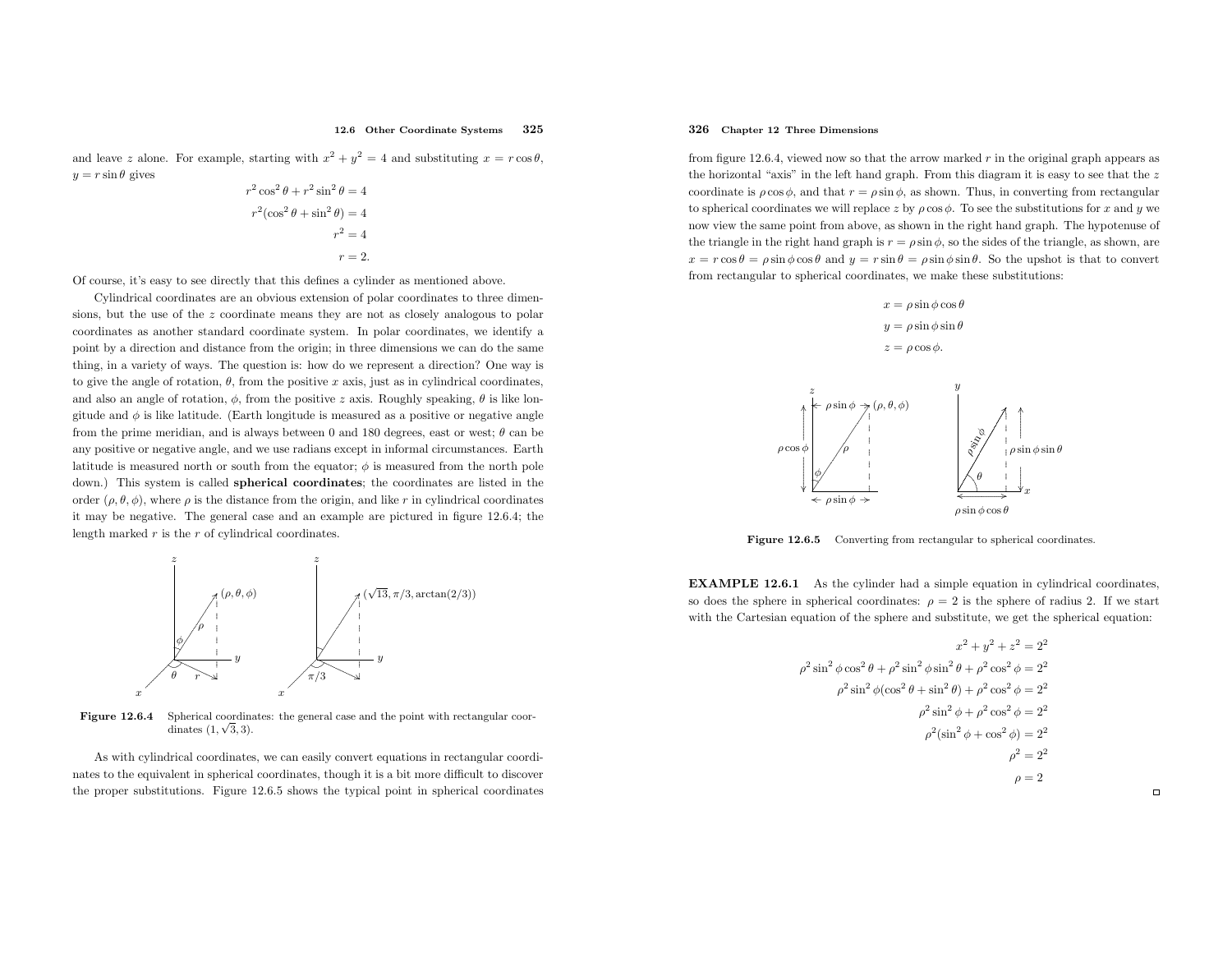and leave $z$ alone. For example, starting with $x^2 + y^2 = 4$ and substituting $x = r\cos\theta$, $y = r\sin\theta$ gives

$$
\begin{aligned}
r^2\cos^2\theta + r^2\sin^2\theta &= 4 \\
r^2(\cos^2\theta + \sin^2\theta) &= 4 \\
r^2 &= 4 \\
r &= 2.
\end{aligned}
$$

Of course, it's easy to see directly that this defines a cylinder as mentioned above.

Cylindrical coordinates are an obvious extension of polar coordinates to three dimensions, but the use of the $z$ coordinate means they are not as closely analogous to polar coordinates as another standard coordinate system. In polar coordinates, we identify a point by a direction and distance from the origin; in three dimensions we can do the same thing, in a variety of ways. The question is: how do we represent a direction? One way is to give the angle of rotation, $\theta$, from the positive $x$ axis, just as in cylindrical coordinates, and also an angle of rotation, $\phi$, from the positive $z$ axis. Roughly speaking, $\theta$ is like longitude and $\phi$ is like latitude. (Earth longitude is measured as a positive or negative angle from the prime meridian, and is always between 0 and 180 degrees, east or west; $\theta$ can be any positive or negative angle, and we use radians except in informal circumstances. Earth latitude is measured north or south from the equator; $\phi$ is measured from the north pole down.) This system is called **spherical coordinates**; the coordinates are listed in the order $(\rho, \theta, \phi)$, where $\rho$ is the distance from the origin, and like $r$ in cylindrical coordinates it may be negative. The general case and an example are pictured in figure 12.6.4; the length marked $r$ is the $r$ of cylindrical coordinates.

z
$(\rho, \theta, \phi)$
$\rho$
$\phi$
$\theta$
$r$
y
x

z
$(\sqrt{13}, \pi/3, \arctan(2/3))$
$\pi/3$
y
x

**Figure 12.6.4** Spherical coordinates: the general case and the point with rectangular coordinates $(1, \sqrt{3}, 3)$.

As with cylindrical coordinates, we can easily convert equations in rectangular coordinates to the equivalent in spherical coordinates, though it is a bit more difficult to discover the proper substitutions. Figure 12.6.5 shows the typical point in spherical coordinates from figure 12.6.4, viewed now so that the arrow marked $r$ in the original graph appears as the horizontal "axis" in the left hand graph. From this diagram it is easy to see that the $z$ coordinate is $\rho\cos\phi$, and that $r = \rho\sin\phi$, as shown. Thus, in converting from rectangular to spherical coordinates we will replace $z$ by $\rho\cos\phi$. To see the substitutions for $x$ and $y$ we now view the same point from above, as shown in the right hand graph. The hypotenuse of the triangle in the right hand graph is $r = \rho\sin\phi$, so the sides of the triangle, as shown, are $x = r\cos\theta = \rho\sin\phi\cos\theta$ and $y = r\sin\theta = \rho\sin\phi\sin\theta$. So the upshot is that to convert from rectangular to spherical coordinates, we make these substitutions:

$$
\begin{aligned}
x &= \rho\sin\phi\cos\theta \\
y &= \rho\sin\phi\sin\theta \\
z &= \rho\cos\phi.
\end{aligned}
$$

z
$\rho\sin\phi$
$(\rho, \theta, \phi)$
$\rho\cos\phi$
$\rho$
$\phi$
$\rho\sin\phi$

y
$\rho\sin\phi$
$\rho\sin\phi\sin\theta$
$\theta$
x
$\rho\sin\phi\cos\theta$

**Figure 12.6.5** Converting from rectangular to spherical coordinates.

**EXAMPLE 12.6.1** As the cylinder had a simple equation in cylindrical coordinates, so does the sphere in spherical coordinates: $\rho = 2$ is the sphere of radius 2. If we start with the Cartesian equation of the sphere and substitute, we get the spherical equation:

$$
\begin{aligned}
x^2 + y^2 + z^2 &= 2^2 \\
\rho^2\sin^2\phi\cos^2\theta + \rho^2\sin^2\phi\sin^2\theta + \rho^2\cos^2\phi &= 2^2 \\
\rho^2\sin^2\phi(\cos^2\theta + \sin^2\theta) + \rho^2\cos^2\phi &= 2^2 \\
\rho^2\sin^2\phi + \rho^2\cos^2\phi &= 2^2 \\
\rho^2(\sin^2\phi + \cos^2\phi) &= 2^2 \\
\rho^2 &= 2^2 \\
\rho &= 2
\end{aligned}
$$

□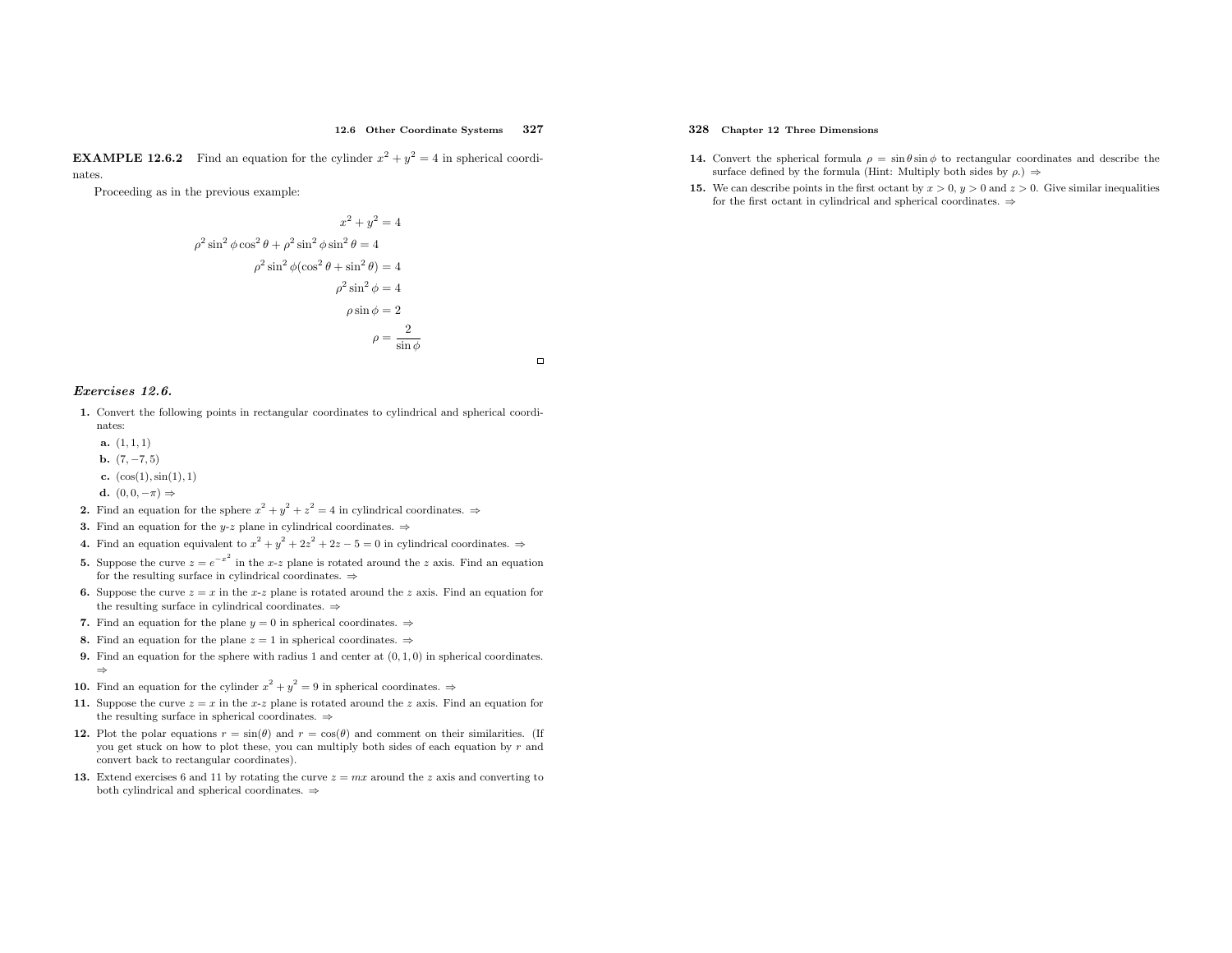**EXAMPLE 12.6.2** Find an equation for the cylinder $x^2 + y^2 = 4$ in spherical coordinates.

Proceeding as in the previous example:

$$
\begin{aligned}
x^2 + y^2 &= 4 \\
\rho^2 \sin^2\phi \cos^2\theta + \rho^2 \sin^2\phi \sin^2\theta &= 4 \\
\rho^2 \sin^2\phi (\cos^2\theta + \sin^2\theta) &= 4 \\
\rho^2 \sin^2\phi &= 4 \\
\rho \sin\phi &= 2 \\
\rho &= \frac{2}{\sin\phi}
\end{aligned}
$$

□

### *Exercises 12.6.*

**1.** Convert the following points in rectangular coordinates to cylindrical and spherical coordinates:

- **a.** $(1, 1, 1)$
- **b.** $(7, -7, 5)$
- **c.** $(\cos(1), \sin(1), 1)$
- **d.** $(0, 0, -\pi)$ ⇒

**2.** Find an equation for the sphere $x^2 + y^2 + z^2 = 4$ in cylindrical coordinates. ⇒

**3.** Find an equation for the $y$-$z$ plane in cylindrical coordinates. ⇒

**4.** Find an equation equivalent to $x^2 + y^2 + 2z^2 + 2z - 5 = 0$ in cylindrical coordinates. ⇒

**5.** Suppose the curve $z = e^{-x^2}$ in the $x$-$z$ plane is rotated around the $z$ axis. Find an equation for the resulting surface in cylindrical coordinates. ⇒

**6.** Suppose the curve $z = x$ in the $x$-$z$ plane is rotated around the $z$ axis. Find an equation for the resulting surface in cylindrical coordinates. ⇒

**7.** Find an equation for the plane $y = 0$ in spherical coordinates. ⇒

**8.** Find an equation for the plane $z = 1$ in spherical coordinates. ⇒

**9.** Find an equation for the sphere with radius 1 and center at $(0, 1, 0)$ in spherical coordinates. ⇒

**10.** Find an equation for the cylinder $x^2 + y^2 = 9$ in spherical coordinates. ⇒

**11.** Suppose the curve $z = x$ in the $x$-$z$ plane is rotated around the $z$ axis. Find an equation for the resulting surface in spherical coordinates. ⇒

**12.** Plot the polar equations $r = \sin(\theta)$ and $r = \cos(\theta)$ and comment on their similarities. (If you get stuck on how to plot these, you can multiply both sides of each equation by $r$ and convert back to rectangular coordinates).

**13.** Extend exercises 6 and 11 by rotating the curve $z = mx$ around the $z$ axis and converting to both cylindrical and spherical coordinates. ⇒

**14.** Convert the spherical formula $\rho = \sin\theta \sin\phi$ to rectangular coordinates and describe the surface defined by the formula (Hint: Multiply both sides by $\rho$.) ⇒

**15.** We can describe points in the first octant by $x > 0$, $y > 0$ and $z > 0$. Give similar inequalities for the first octant in cylindrical and spherical coordinates. ⇒